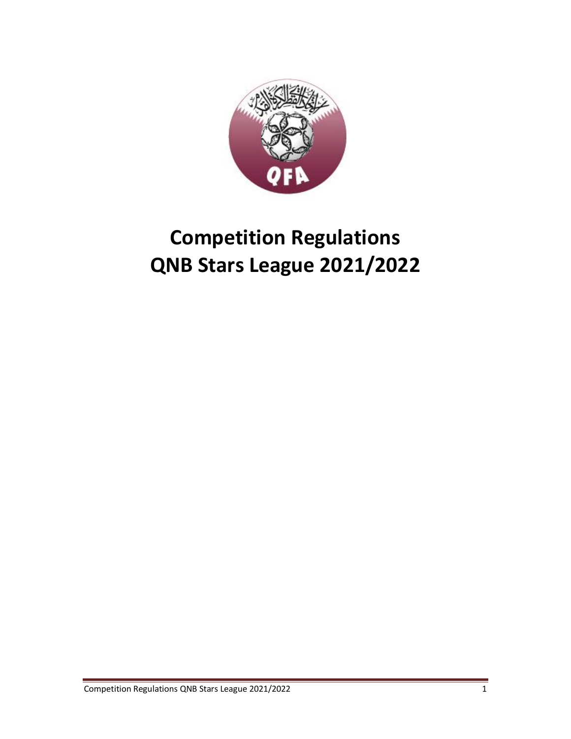# Competition Regulations
# QNB Stars League 2021/2022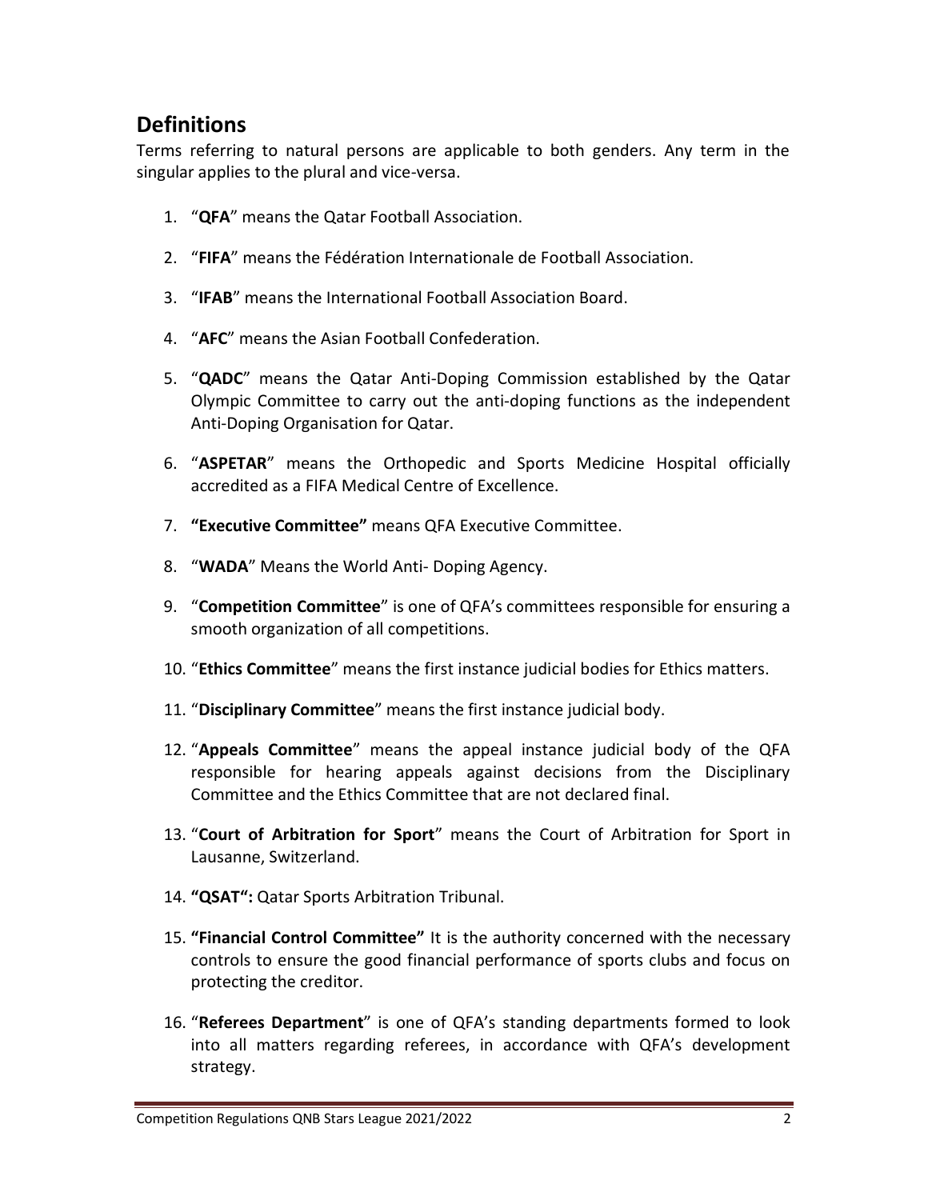## Definitions

Terms referring to natural persons are applicable to both genders. Any term in the singular applies to the plural and vice-versa.

1. "**QFA**" means the Qatar Football Association.
2. "**FIFA**" means the Fédération Internationale de Football Association.
3. "**IFAB**" means the International Football Association Board.
4. "**AFC**" means the Asian Football Confederation.
5. "**QADC**" means the Qatar Anti-Doping Commission established by the Qatar Olympic Committee to carry out the anti-doping functions as the independent Anti-Doping Organisation for Qatar.
6. "**ASPETAR**" means the Orthopedic and Sports Medicine Hospital officially accredited as a FIFA Medical Centre of Excellence.
7. **"Executive Committee"** means QFA Executive Committee.
8. "**WADA**" Means the World Anti- Doping Agency.
9. "**Competition Committee**" is one of QFA's committees responsible for ensuring a smooth organization of all competitions.
10. "**Ethics Committee**" means the first instance judicial bodies for Ethics matters.
11. "**Disciplinary Committee**" means the first instance judicial body.
12. "**Appeals Committee**" means the appeal instance judicial body of the QFA responsible for hearing appeals against decisions from the Disciplinary Committee and the Ethics Committee that are not declared final.
13. "**Court of Arbitration for Sport**" means the Court of Arbitration for Sport in Lausanne, Switzerland.
14. **"QSAT":** Qatar Sports Arbitration Tribunal.
15. **"Financial Control Committee"** It is the authority concerned with the necessary controls to ensure the good financial performance of sports clubs and focus on protecting the creditor.
16. "**Referees Department**" is one of QFA's standing departments formed to look into all matters regarding referees, in accordance with QFA's development strategy.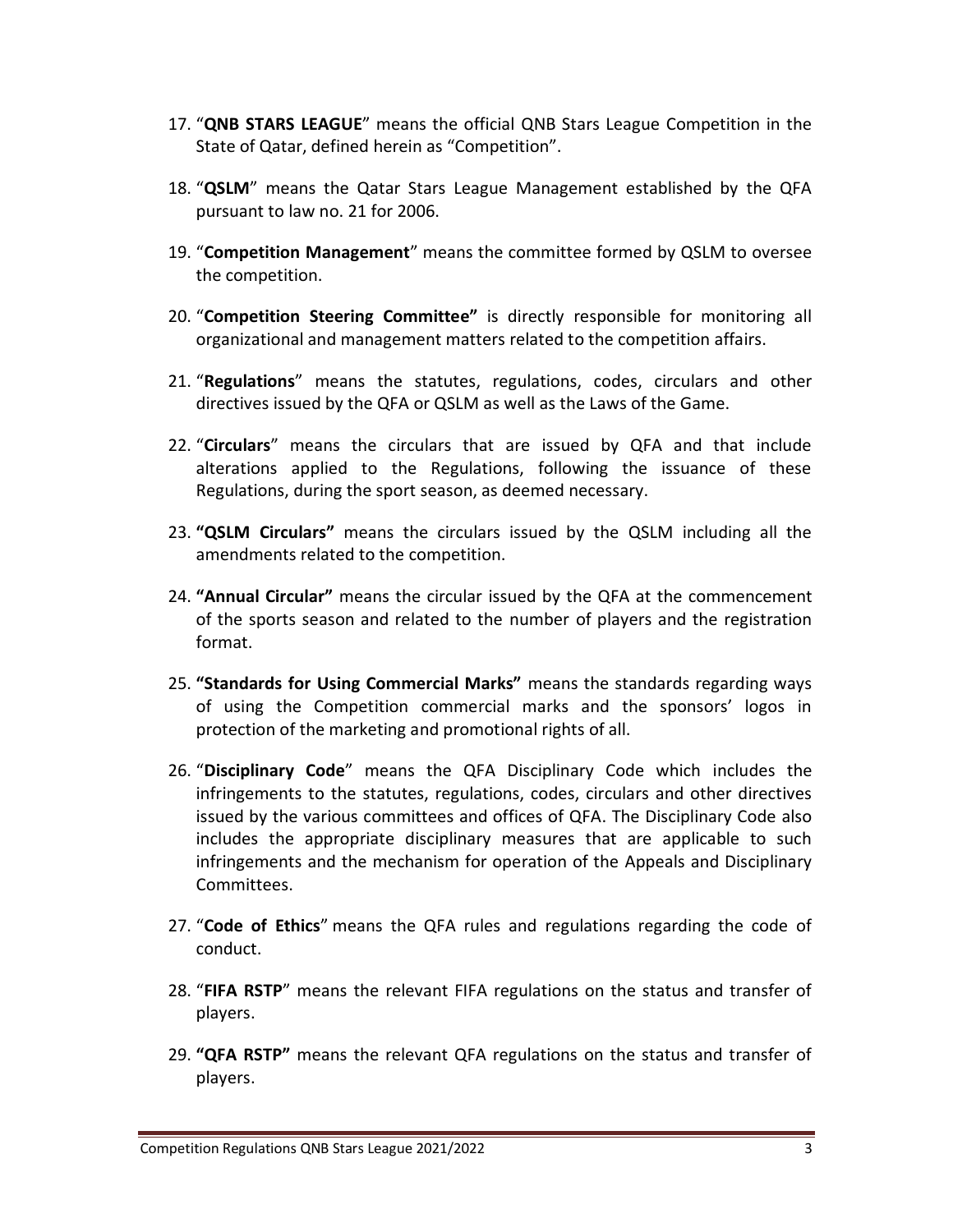17. "**QNB STARS LEAGUE**" means the official QNB Stars League Competition in the State of Qatar, defined herein as "Competition".

18. "**QSLM**" means the Qatar Stars League Management established by the QFA pursuant to law no. 21 for 2006.

19. "**Competition Management**" means the committee formed by QSLM to oversee the competition.

20. "**Competition Steering Committee"** is directly responsible for monitoring all organizational and management matters related to the competition affairs.

21. "**Regulations**" means the statutes, regulations, codes, circulars and other directives issued by the QFA or QSLM as well as the Laws of the Game.

22. "**Circulars**" means the circulars that are issued by QFA and that include alterations applied to the Regulations, following the issuance of these Regulations, during the sport season, as deemed necessary.

23. **"QSLM Circulars"** means the circulars issued by the QSLM including all the amendments related to the competition.

24. **"Annual Circular"** means the circular issued by the QFA at the commencement of the sports season and related to the number of players and the registration format.

25. **"Standards for Using Commercial Marks"** means the standards regarding ways of using the Competition commercial marks and the sponsors' logos in protection of the marketing and promotional rights of all.

26. "**Disciplinary Code**" means the QFA Disciplinary Code which includes the infringements to the statutes, regulations, codes, circulars and other directives issued by the various committees and offices of QFA. The Disciplinary Code also includes the appropriate disciplinary measures that are applicable to such infringements and the mechanism for operation of the Appeals and Disciplinary Committees.

27. "**Code of Ethics**" means the QFA rules and regulations regarding the code of conduct.

28. "**FIFA RSTP**" means the relevant FIFA regulations on the status and transfer of players.

29. **"QFA RSTP"** means the relevant QFA regulations on the status and transfer of players.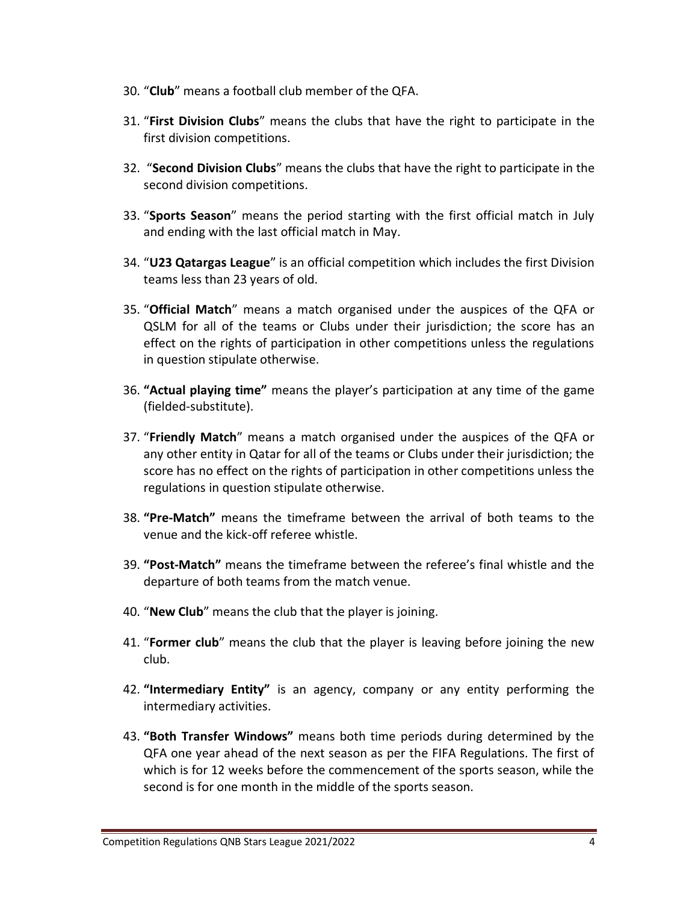30. "**Club**" means a football club member of the QFA.
31. "**First Division Clubs**" means the clubs that have the right to participate in the first division competitions.
32. "**Second Division Clubs**" means the clubs that have the right to participate in the second division competitions.
33. "**Sports Season**" means the period starting with the first official match in July and ending with the last official match in May.
34. "**U23 Qatargas League**" is an official competition which includes the first Division teams less than 23 years of old.
35. "**Official Match**" means a match organised under the auspices of the QFA or QSLM for all of the teams or Clubs under their jurisdiction; the score has an effect on the rights of participation in other competitions unless the regulations in question stipulate otherwise.
36. **"Actual playing time"** means the player's participation at any time of the game (fielded-substitute).
37. "**Friendly Match**" means a match organised under the auspices of the QFA or any other entity in Qatar for all of the teams or Clubs under their jurisdiction; the score has no effect on the rights of participation in other competitions unless the regulations in question stipulate otherwise.
38. **"Pre-Match"** means the timeframe between the arrival of both teams to the venue and the kick-off referee whistle.
39. **"Post-Match"** means the timeframe between the referee's final whistle and the departure of both teams from the match venue.
40. "**New Club**" means the club that the player is joining.
41. "**Former club**" means the club that the player is leaving before joining the new club.
42. **"Intermediary Entity"** is an agency, company or any entity performing the intermediary activities.
43. **"Both Transfer Windows"** means both time periods during determined by the QFA one year ahead of the next season as per the FIFA Regulations. The first of which is for 12 weeks before the commencement of the sports season, while the second is for one month in the middle of the sports season.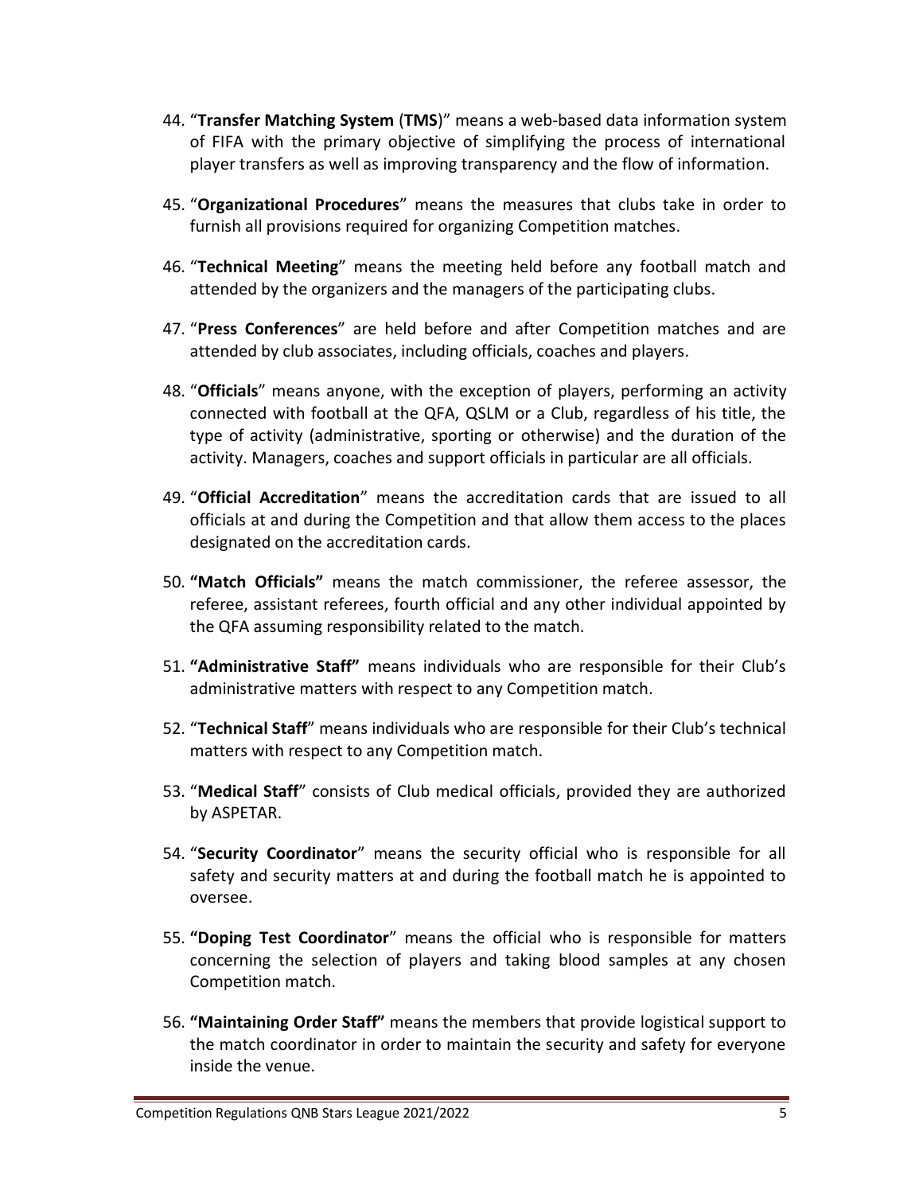44. "**Transfer Matching System** (**TMS**)" means a web-based data information system of FIFA with the primary objective of simplifying the process of international player transfers as well as improving transparency and the flow of information.

45. "**Organizational Procedures**" means the measures that clubs take in order to furnish all provisions required for organizing Competition matches.

46. "**Technical Meeting**" means the meeting held before any football match and attended by the organizers and the managers of the participating clubs.

47. "**Press Conferences**" are held before and after Competition matches and are attended by club associates, including officials, coaches and players.

48. "**Officials**" means anyone, with the exception of players, performing an activity connected with football at the QFA, QSLM or a Club, regardless of his title, the type of activity (administrative, sporting or otherwise) and the duration of the activity. Managers, coaches and support officials in particular are all officials.

49. "**Official Accreditation**" means the accreditation cards that are issued to all officials at and during the Competition and that allow them access to the places designated on the accreditation cards.

50. **"Match Officials"** means the match commissioner, the referee assessor, the referee, assistant referees, fourth official and any other individual appointed by the QFA assuming responsibility related to the match.

51. **"Administrative Staff"** means individuals who are responsible for their Club's administrative matters with respect to any Competition match.

52. "**Technical Staff**" means individuals who are responsible for their Club's technical matters with respect to any Competition match.

53. "**Medical Staff**" consists of Club medical officials, provided they are authorized by ASPETAR.

54. "**Security Coordinator**" means the security official who is responsible for all safety and security matters at and during the football match he is appointed to oversee.

55. **"Doping Test Coordinator**" means the official who is responsible for matters concerning the selection of players and taking blood samples at any chosen Competition match.

56. **"Maintaining Order Staff"** means the members that provide logistical support to the match coordinator in order to maintain the security and safety for everyone inside the venue.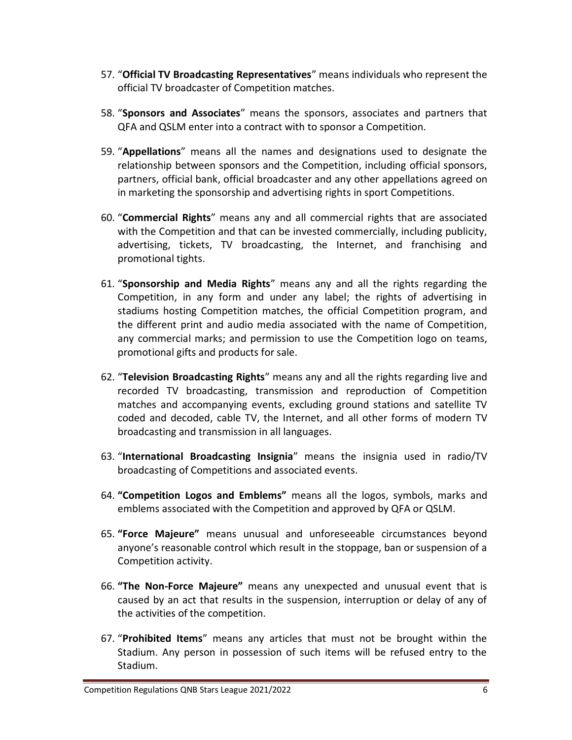57. "**Official TV Broadcasting Representatives**" means individuals who represent the official TV broadcaster of Competition matches.

58. "**Sponsors and Associates**" means the sponsors, associates and partners that QFA and QSLM enter into a contract with to sponsor a Competition.

59. "**Appellations**" means all the names and designations used to designate the relationship between sponsors and the Competition, including official sponsors, partners, official bank, official broadcaster and any other appellations agreed on in marketing the sponsorship and advertising rights in sport Competitions.

60. "**Commercial Rights**" means any and all commercial rights that are associated with the Competition and that can be invested commercially, including publicity, advertising, tickets, TV broadcasting, the Internet, and franchising and promotional tights.

61. "**Sponsorship and Media Rights**" means any and all the rights regarding the Competition, in any form and under any label; the rights of advertising in stadiums hosting Competition matches, the official Competition program, and the different print and audio media associated with the name of Competition, any commercial marks; and permission to use the Competition logo on teams, promotional gifts and products for sale.

62. "**Television Broadcasting Rights**" means any and all the rights regarding live and recorded TV broadcasting, transmission and reproduction of Competition matches and accompanying events, excluding ground stations and satellite TV coded and decoded, cable TV, the Internet, and all other forms of modern TV broadcasting and transmission in all languages.

63. "**International Broadcasting Insignia**" means the insignia used in radio/TV broadcasting of Competitions and associated events.

64. **"Competition Logos and Emblems"** means all the logos, symbols, marks and emblems associated with the Competition and approved by QFA or QSLM.

65. **"Force Majeure"** means unusual and unforeseeable circumstances beyond anyone's reasonable control which result in the stoppage, ban or suspension of a Competition activity.

66. **"The Non-Force Majeure"** means any unexpected and unusual event that is caused by an act that results in the suspension, interruption or delay of any of the activities of the competition.

67. "**Prohibited Items**" means any articles that must not be brought within the Stadium. Any person in possession of such items will be refused entry to the Stadium.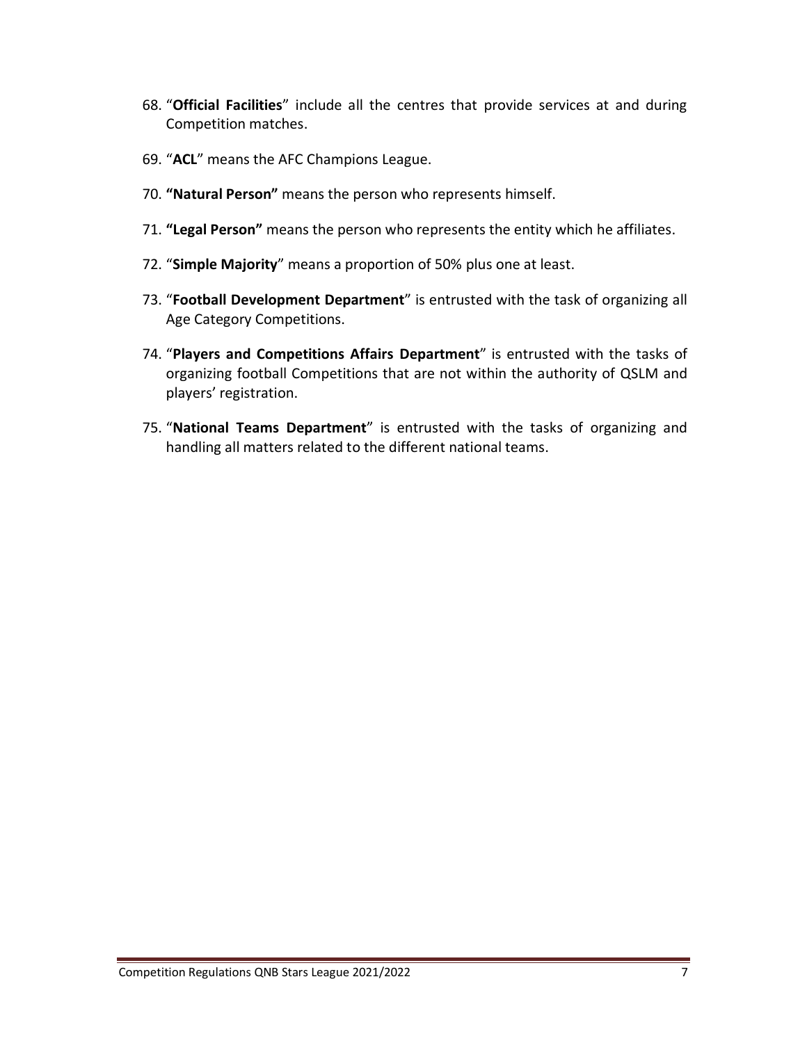68. “**Official Facilities**” include all the centres that provide services at and during Competition matches.
69. “**ACL**” means the AFC Champions League.
70. **“Natural Person”** means the person who represents himself.
71. **“Legal Person”** means the person who represents the entity which he affiliates.
72. “**Simple Majority**” means a proportion of 50% plus one at least.
73. “**Football Development Department**” is entrusted with the task of organizing all Age Category Competitions.
74. “**Players and Competitions Affairs Department**” is entrusted with the tasks of organizing football Competitions that are not within the authority of QSLM and players’ registration.
75. “**National Teams Department**” is entrusted with the tasks of organizing and handling all matters related to the different national teams.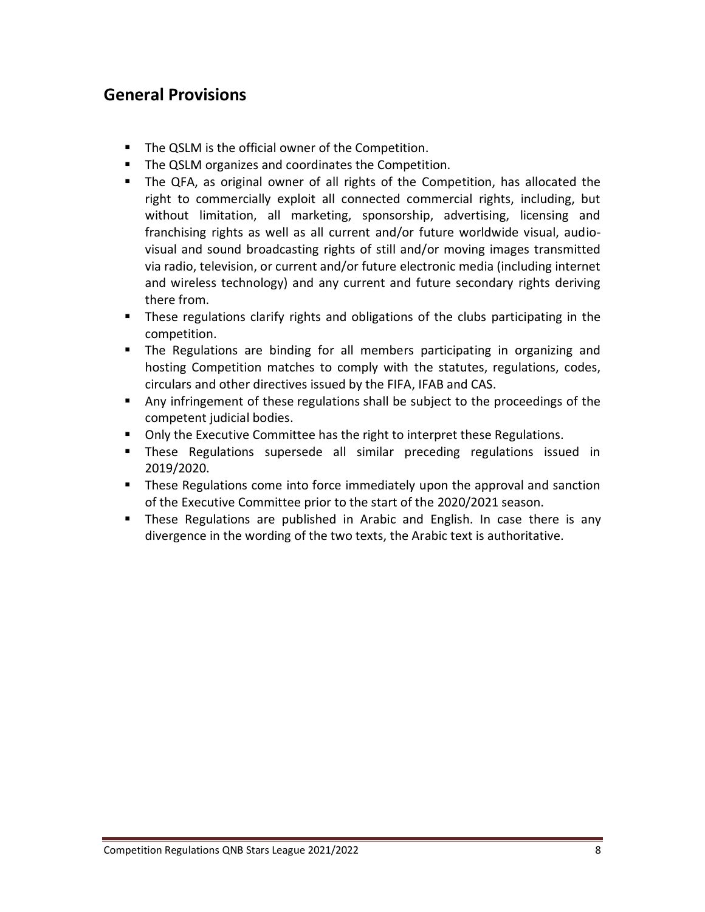## General Provisions

- The QSLM is the official owner of the Competition.
- The QSLM organizes and coordinates the Competition.
- The QFA, as original owner of all rights of the Competition, has allocated the right to commercially exploit all connected commercial rights, including, but without limitation, all marketing, sponsorship, advertising, licensing and franchising rights as well as all current and/or future worldwide visual, audio-visual and sound broadcasting rights of still and/or moving images transmitted via radio, television, or current and/or future electronic media (including internet and wireless technology) and any current and future secondary rights deriving there from.
- These regulations clarify rights and obligations of the clubs participating in the competition.
- The Regulations are binding for all members participating in organizing and hosting Competition matches to comply with the statutes, regulations, codes, circulars and other directives issued by the FIFA, IFAB and CAS.
- Any infringement of these regulations shall be subject to the proceedings of the competent judicial bodies.
- Only the Executive Committee has the right to interpret these Regulations.
- These Regulations supersede all similar preceding regulations issued in 2019/2020.
- These Regulations come into force immediately upon the approval and sanction of the Executive Committee prior to the start of the 2020/2021 season.
- These Regulations are published in Arabic and English. In case there is any divergence in the wording of the two texts, the Arabic text is authoritative.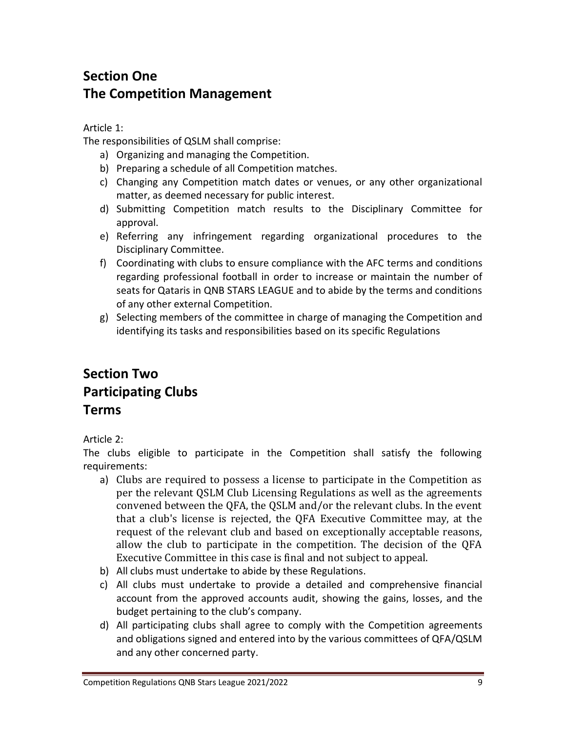## Section One
## The Competition Management

Article 1:

The responsibilities of QSLM shall comprise:

a) Organizing and managing the Competition.
b) Preparing a schedule of all Competition matches.
c) Changing any Competition match dates or venues, or any other organizational matter, as deemed necessary for public interest.
d) Submitting Competition match results to the Disciplinary Committee for approval.
e) Referring any infringement regarding organizational procedures to the Disciplinary Committee.
f) Coordinating with clubs to ensure compliance with the AFC terms and conditions regarding professional football in order to increase or maintain the number of seats for Qataris in QNB STARS LEAGUE and to abide by the terms and conditions of any other external Competition.
g) Selecting members of the committee in charge of managing the Competition and identifying its tasks and responsibilities based on its specific Regulations

## Section Two
## Participating Clubs
## Terms

Article 2:

The clubs eligible to participate in the Competition shall satisfy the following requirements:

a) Clubs are required to possess a license to participate in the Competition as per the relevant QSLM Club Licensing Regulations as well as the agreements convened between the QFA, the QSLM and/or the relevant clubs. In the event that a club's license is rejected, the QFA Executive Committee may, at the request of the relevant club and based on exceptionally acceptable reasons, allow the club to participate in the competition. The decision of the QFA Executive Committee in this case is final and not subject to appeal.
b) All clubs must undertake to abide by these Regulations.
c) All clubs must undertake to provide a detailed and comprehensive financial account from the approved accounts audit, showing the gains, losses, and the budget pertaining to the club's company.
d) All participating clubs shall agree to comply with the Competition agreements and obligations signed and entered into by the various committees of QFA/QSLM and any other concerned party.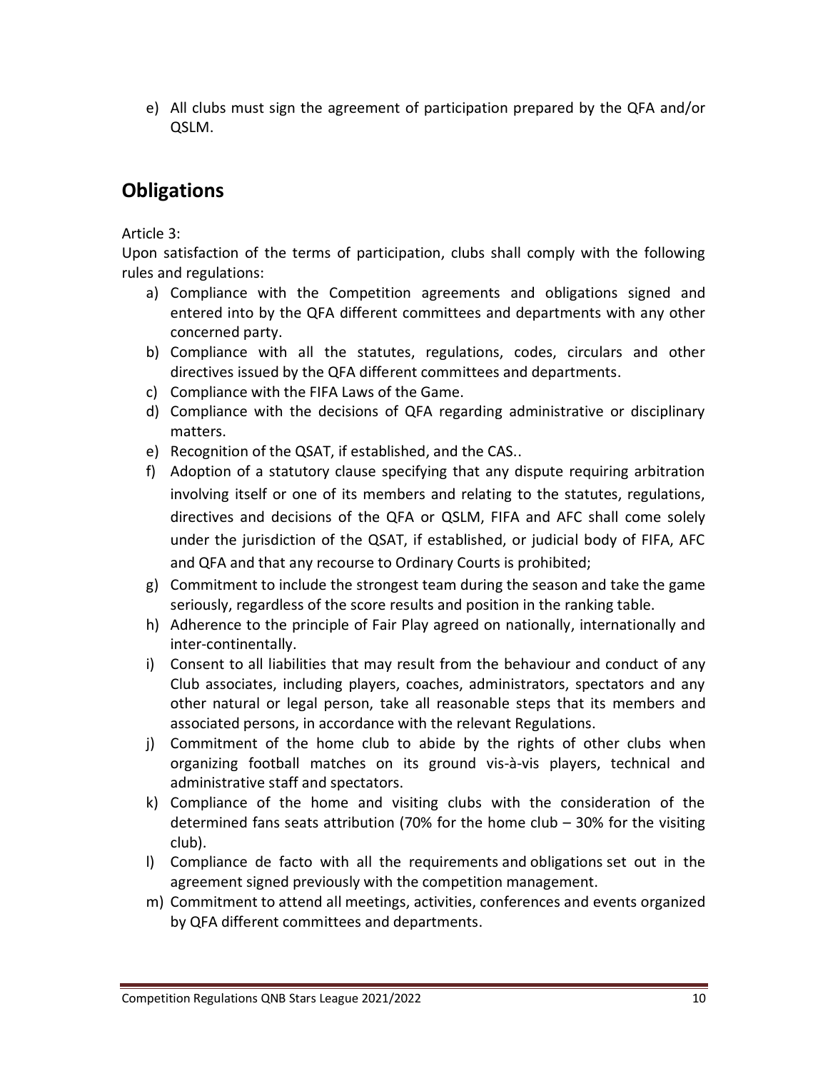e) All clubs must sign the agreement of participation prepared by the QFA and/or QSLM.

## Obligations

Article 3:

Upon satisfaction of the terms of participation, clubs shall comply with the following rules and regulations:

a) Compliance with the Competition agreements and obligations signed and entered into by the QFA different committees and departments with any other concerned party.
b) Compliance with all the statutes, regulations, codes, circulars and other directives issued by the QFA different committees and departments.
c) Compliance with the FIFA Laws of the Game.
d) Compliance with the decisions of QFA regarding administrative or disciplinary matters.
e) Recognition of the QSAT, if established, and the CAS..
f) Adoption of a statutory clause specifying that any dispute requiring arbitration involving itself or one of its members and relating to the statutes, regulations, directives and decisions of the QFA or QSLM, FIFA and AFC shall come solely under the jurisdiction of the QSAT, if established, or judicial body of FIFA, AFC and QFA and that any recourse to Ordinary Courts is prohibited;
g) Commitment to include the strongest team during the season and take the game seriously, regardless of the score results and position in the ranking table.
h) Adherence to the principle of Fair Play agreed on nationally, internationally and inter-continentally.
i) Consent to all liabilities that may result from the behaviour and conduct of any Club associates, including players, coaches, administrators, spectators and any other natural or legal person, take all reasonable steps that its members and associated persons, in accordance with the relevant Regulations.
j) Commitment of the home club to abide by the rights of other clubs when organizing football matches on its ground vis-à-vis players, technical and administrative staff and spectators.
k) Compliance of the home and visiting clubs with the consideration of the determined fans seats attribution (70% for the home club – 30% for the visiting club).
l) Compliance de facto with all the requirements and obligations set out in the agreement signed previously with the competition management.
m) Commitment to attend all meetings, activities, conferences and events organized by QFA different committees and departments.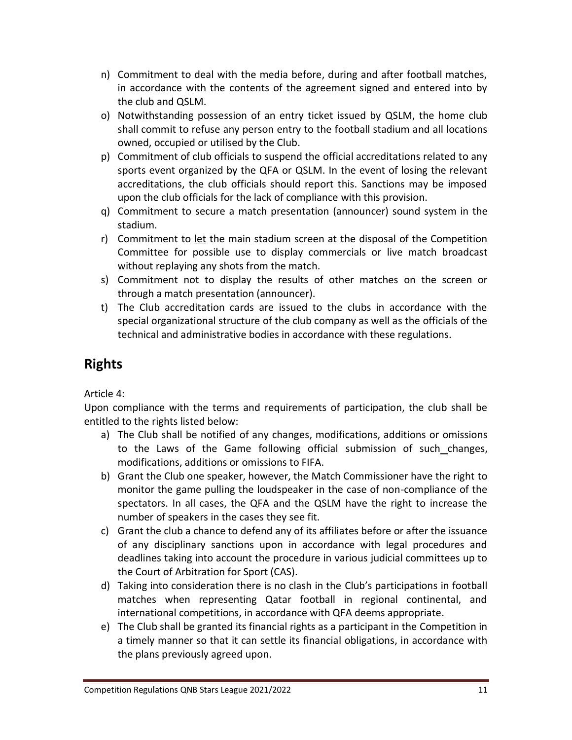n) Commitment to deal with the media before, during and after football matches, in accordance with the contents of the agreement signed and entered into by the club and QSLM.
o) Notwithstanding possession of an entry ticket issued by QSLM, the home club shall commit to refuse any person entry to the football stadium and all locations owned, occupied or utilised by the Club.
p) Commitment of club officials to suspend the official accreditations related to any sports event organized by the QFA or QSLM. In the event of losing the relevant accreditations, the club officials should report this. Sanctions may be imposed upon the club officials for the lack of compliance with this provision.
q) Commitment to secure a match presentation (announcer) sound system in the stadium.
r) Commitment to let the main stadium screen at the disposal of the Competition Committee for possible use to display commercials or live match broadcast without replaying any shots from the match.
s) Commitment not to display the results of other matches on the screen or through a match presentation (announcer).
t) The Club accreditation cards are issued to the clubs in accordance with the special organizational structure of the club company as well as the officials of the technical and administrative bodies in accordance with these regulations.

## Rights

Article 4:

Upon compliance with the terms and requirements of participation, the club shall be entitled to the rights listed below:

a) The Club shall be notified of any changes, modifications, additions or omissions to the Laws of the Game following official submission of such changes, modifications, additions or omissions to FIFA.
b) Grant the Club one speaker, however, the Match Commissioner have the right to monitor the game pulling the loudspeaker in the case of non-compliance of the spectators. In all cases, the QFA and the QSLM have the right to increase the number of speakers in the cases they see fit.
c) Grant the club a chance to defend any of its affiliates before or after the issuance of any disciplinary sanctions upon in accordance with legal procedures and deadlines taking into account the procedure in various judicial committees up to the Court of Arbitration for Sport (CAS).
d) Taking into consideration there is no clash in the Club's participations in football matches when representing Qatar football in regional continental, and international competitions, in accordance with QFA deems appropriate.
e) The Club shall be granted its financial rights as a participant in the Competition in a timely manner so that it can settle its financial obligations, in accordance with the plans previously agreed upon.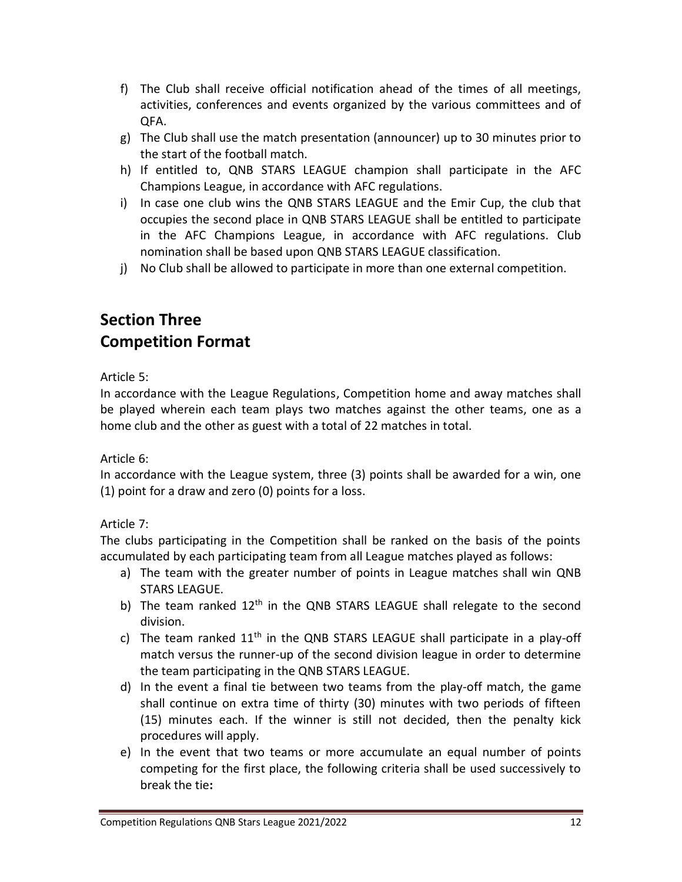f) The Club shall receive official notification ahead of the times of all meetings, activities, conferences and events organized by the various committees and of QFA.
g) The Club shall use the match presentation (announcer) up to 30 minutes prior to the start of the football match.
h) If entitled to, QNB STARS LEAGUE champion shall participate in the AFC Champions League, in accordance with AFC regulations.
i) In case one club wins the QNB STARS LEAGUE and the Emir Cup, the club that occupies the second place in QNB STARS LEAGUE shall be entitled to participate in the AFC Champions League, in accordance with AFC regulations. Club nomination shall be based upon QNB STARS LEAGUE classification.
j) No Club shall be allowed to participate in more than one external competition.

## Section Three
## Competition Format

Article 5:
In accordance with the League Regulations, Competition home and away matches shall be played wherein each team plays two matches against the other teams, one as a home club and the other as guest with a total of 22 matches in total.

Article 6:
In accordance with the League system, three (3) points shall be awarded for a win, one (1) point for a draw and zero (0) points for a loss.

Article 7:
The clubs participating in the Competition shall be ranked on the basis of the points accumulated by each participating team from all League matches played as follows:

a) The team with the greater number of points in League matches shall win QNB STARS LEAGUE.
b) The team ranked 12th in the QNB STARS LEAGUE shall relegate to the second division.
c) The team ranked 11th in the QNB STARS LEAGUE shall participate in a play-off match versus the runner-up of the second division league in order to determine the team participating in the QNB STARS LEAGUE.
d) In the event a final tie between two teams from the play-off match, the game shall continue on extra time of thirty (30) minutes with two periods of fifteen (15) minutes each. If the winner is still not decided, then the penalty kick procedures will apply.
e) In the event that two teams or more accumulate an equal number of points competing for the first place, the following criteria shall be used successively to break the tie**:**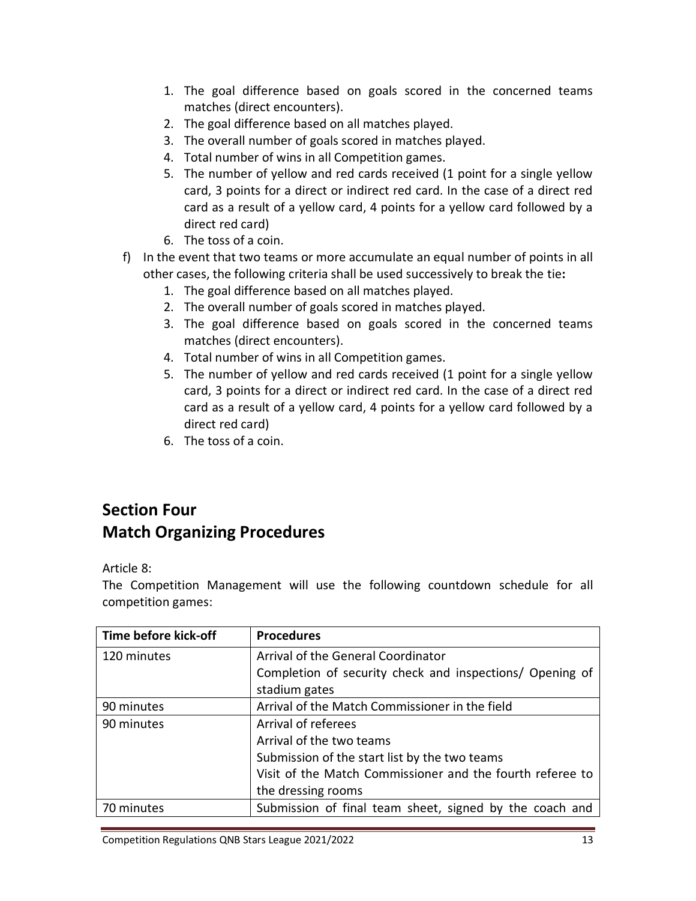1. The goal difference based on goals scored in the concerned teams matches (direct encounters).
2. The goal difference based on all matches played.
3. The overall number of goals scored in matches played.
4. Total number of wins in all Competition games.
5. The number of yellow and red cards received (1 point for a single yellow card, 3 points for a direct or indirect red card. In the case of a direct red card as a result of a yellow card, 4 points for a yellow card followed by a direct red card)
6. The toss of a coin.

f) In the event that two teams or more accumulate an equal number of points in all other cases, the following criteria shall be used successively to break the tie**:**
   1. The goal difference based on all matches played.
   2. The overall number of goals scored in matches played.
   3. The goal difference based on goals scored in the concerned teams matches (direct encounters).
   4. Total number of wins in all Competition games.
   5. The number of yellow and red cards received (1 point for a single yellow card, 3 points for a direct or indirect red card. In the case of a direct red card as a result of a yellow card, 4 points for a yellow card followed by a direct red card)
   6. The toss of a coin.

## Section Four
## Match Organizing Procedures

Article 8:

The Competition Management will use the following countdown schedule for all competition games:

| Time before kick-off | Procedures |
|---|---|
| 120 minutes | Arrival of the General Coordinator<br>Completion of security check and inspections/ Opening of stadium gates |
| 90 minutes | Arrival of the Match Commissioner in the field |
| 90 minutes | Arrival of referees<br>Arrival of the two teams<br>Submission of the start list by the two teams<br>Visit of the Match Commissioner and the fourth referee to the dressing rooms |
| 70 minutes | Submission of final team sheet, signed by the coach and |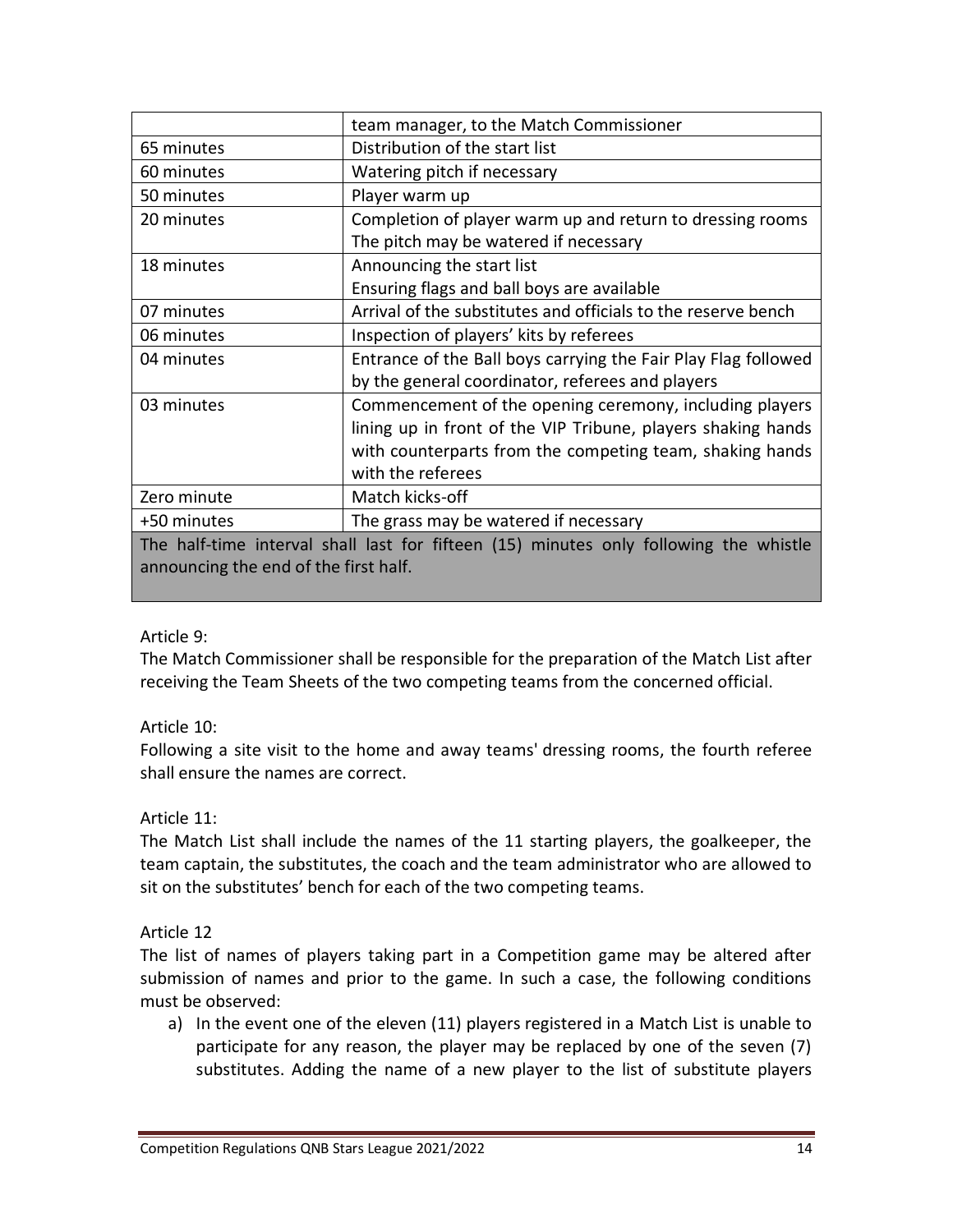| | |
|---|---|
| | team manager, to the Match Commissioner |
| 65 minutes | Distribution of the start list |
| 60 minutes | Watering pitch if necessary |
| 50 minutes | Player warm up |
| 20 minutes | Completion of player warm up and return to dressing rooms<br>The pitch may be watered if necessary |
| 18 minutes | Announcing the start list<br>Ensuring flags and ball boys are available |
| 07 minutes | Arrival of the substitutes and officials to the reserve bench |
| 06 minutes | Inspection of players' kits by referees |
| 04 minutes | Entrance of the Ball boys carrying the Fair Play Flag followed by the general coordinator, referees and players |
| 03 minutes | Commencement of the opening ceremony, including players lining up in front of the VIP Tribune, players shaking hands with counterparts from the competing team, shaking hands with the referees |
| Zero minute | Match kicks-off |
| +50 minutes | The grass may be watered if necessary |
| The half-time interval shall last for fifteen (15) minutes only following the whistle announcing the end of the first half. | |

Article 9:
The Match Commissioner shall be responsible for the preparation of the Match List after receiving the Team Sheets of the two competing teams from the concerned official.

Article 10:
Following a site visit to the home and away teams' dressing rooms, the fourth referee shall ensure the names are correct.

Article 11:
The Match List shall include the names of the 11 starting players, the goalkeeper, the team captain, the substitutes, the coach and the team administrator who are allowed to sit on the substitutes' bench for each of the two competing teams.

Article 12
The list of names of players taking part in a Competition game may be altered after submission of names and prior to the game. In such a case, the following conditions must be observed:

a) In the event one of the eleven (11) players registered in a Match List is unable to participate for any reason, the player may be replaced by one of the seven (7) substitutes. Adding the name of a new player to the list of substitute players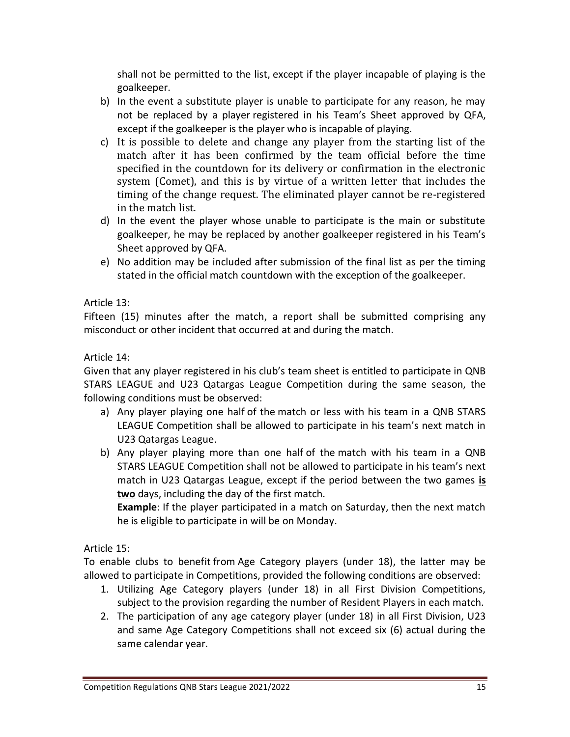shall not be permitted to the list, except if the player incapable of playing is the goalkeeper.

b) In the event a substitute player is unable to participate for any reason, he may not be replaced by a player registered in his Team's Sheet approved by QFA, except if the goalkeeper is the player who is incapable of playing.

c) It is possible to delete and change any player from the starting list of the match after it has been confirmed by the team official before the time specified in the countdown for its delivery or confirmation in the electronic system (Comet), and this is by virtue of a written letter that includes the timing of the change request. The eliminated player cannot be re-registered in the match list.

d) In the event the player whose unable to participate is the main or substitute goalkeeper, he may be replaced by another goalkeeper registered in his Team's Sheet approved by QFA.

e) No addition may be included after submission of the final list as per the timing stated in the official match countdown with the exception of the goalkeeper.

Article 13:

Fifteen (15) minutes after the match, a report shall be submitted comprising any misconduct or other incident that occurred at and during the match.

Article 14:

Given that any player registered in his club's team sheet is entitled to participate in QNB STARS LEAGUE and U23 Qatargas League Competition during the same season, the following conditions must be observed:

a) Any player playing one half of the match or less with his team in a QNB STARS LEAGUE Competition shall be allowed to participate in his team's next match in U23 Qatargas League.

b) Any player playing more than one half of the match with his team in a QNB STARS LEAGUE Competition shall not be allowed to participate in his team's next match in U23 Qatargas League, except if the period between the two games **is two** days, including the day of the first match.

   **Example**: If the player participated in a match on Saturday, then the next match he is eligible to participate in will be on Monday.

Article 15:

To enable clubs to benefit from Age Category players (under 18), the latter may be allowed to participate in Competitions, provided the following conditions are observed:

1. Utilizing Age Category players (under 18) in all First Division Competitions, subject to the provision regarding the number of Resident Players in each match.
2. The participation of any age category player (under 18) in all First Division, U23 and same Age Category Competitions shall not exceed six (6) actual during the same calendar year.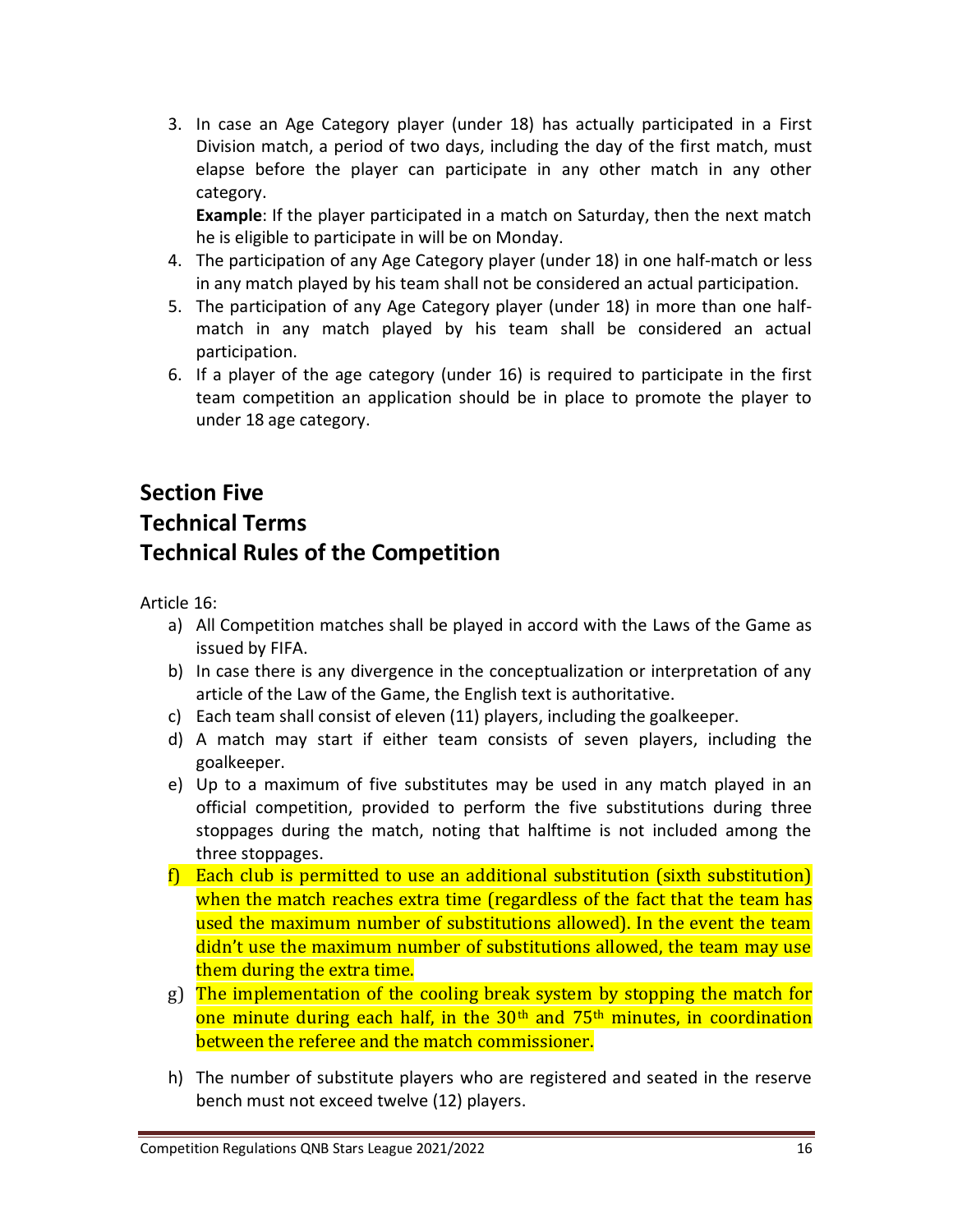3. In case an Age Category player (under 18) has actually participated in a First Division match, a period of two days, including the day of the first match, must elapse before the player can participate in any other match in any other category.

   **Example**: If the player participated in a match on Saturday, then the next match he is eligible to participate in will be on Monday.
4. The participation of any Age Category player (under 18) in one half-match or less in any match played by his team shall not be considered an actual participation.
5. The participation of any Age Category player (under 18) in more than one half-match in any match played by his team shall be considered an actual participation.
6. If a player of the age category (under 16) is required to participate in the first team competition an application should be in place to promote the player to under 18 age category.

## Section Five

## Technical Terms

## Technical Rules of the Competition

Article 16:

a) All Competition matches shall be played in accord with the Laws of the Game as issued by FIFA.

b) In case there is any divergence in the conceptualization or interpretation of any article of the Law of the Game, the English text is authoritative.

c) Each team shall consist of eleven (11) players, including the goalkeeper.

d) A match may start if either team consists of seven players, including the goalkeeper.

e) Up to a maximum of five substitutes may be used in any match played in an official competition, provided to perform the five substitutions during three stoppages during the match, noting that halftime is not included among the three stoppages.

f) Each club is permitted to use an additional substitution (sixth substitution) when the match reaches extra time (regardless of the fact that the team has used the maximum number of substitutions allowed). In the event the team didn't use the maximum number of substitutions allowed, the team may use them during the extra time.

g) The implementation of the cooling break system by stopping the match for one minute during each half, in the 30th and 75th minutes, in coordination between the referee and the match commissioner.

h) The number of substitute players who are registered and seated in the reserve bench must not exceed twelve (12) players.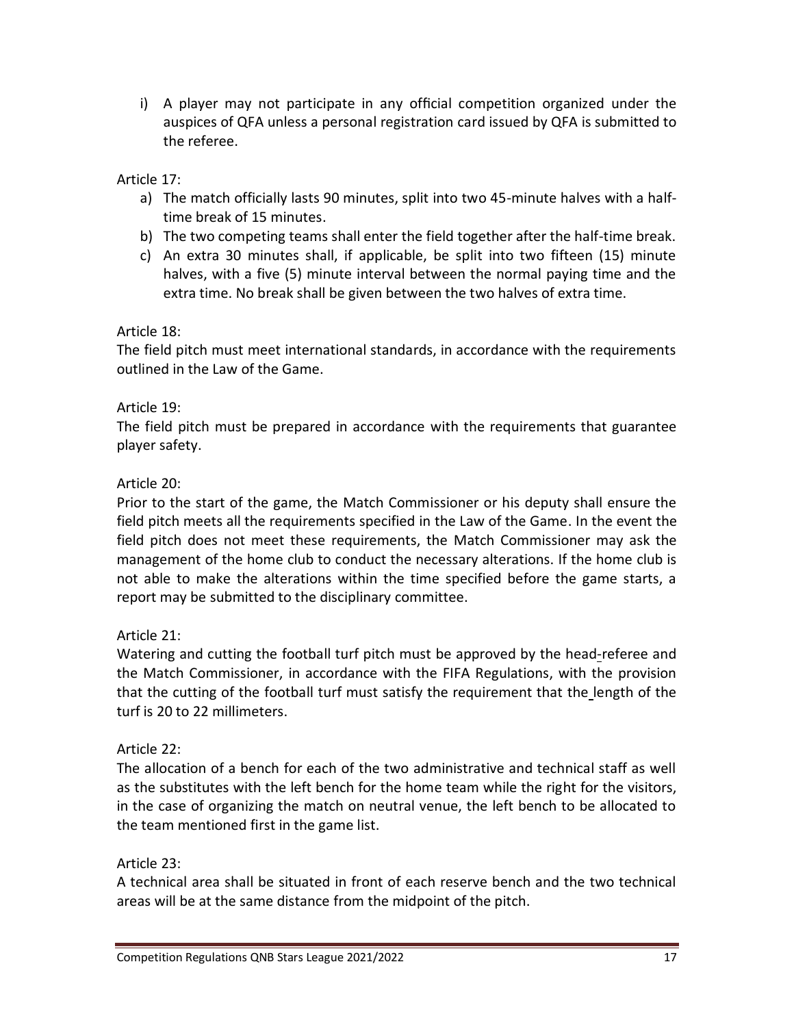i) A player may not participate in any official competition organized under the auspices of QFA unless a personal registration card issued by QFA is submitted to the referee.

Article 17:

a) The match officially lasts 90 minutes, split into two 45-minute halves with a half-time break of 15 minutes.
b) The two competing teams shall enter the field together after the half-time break.
c) An extra 30 minutes shall, if applicable, be split into two fifteen (15) minute halves, with a five (5) minute interval between the normal paying time and the extra time. No break shall be given between the two halves of extra time.

Article 18:

The field pitch must meet international standards, in accordance with the requirements outlined in the Law of the Game.

Article 19:

The field pitch must be prepared in accordance with the requirements that guarantee player safety.

Article 20:

Prior to the start of the game, the Match Commissioner or his deputy shall ensure the field pitch meets all the requirements specified in the Law of the Game. In the event the field pitch does not meet these requirements, the Match Commissioner may ask the management of the home club to conduct the necessary alterations. If the home club is not able to make the alterations within the time specified before the game starts, a report may be submitted to the disciplinary committee.

Article 21:

Watering and cutting the football turf pitch must be approved by the head-referee and the Match Commissioner, in accordance with the FIFA Regulations, with the provision that the cutting of the football turf must satisfy the requirement that the length of the turf is 20 to 22 millimeters.

Article 22:

The allocation of a bench for each of the two administrative and technical staff as well as the substitutes with the left bench for the home team while the right for the visitors, in the case of organizing the match on neutral venue, the left bench to be allocated to the team mentioned first in the game list.

Article 23:

A technical area shall be situated in front of each reserve bench and the two technical areas will be at the same distance from the midpoint of the pitch.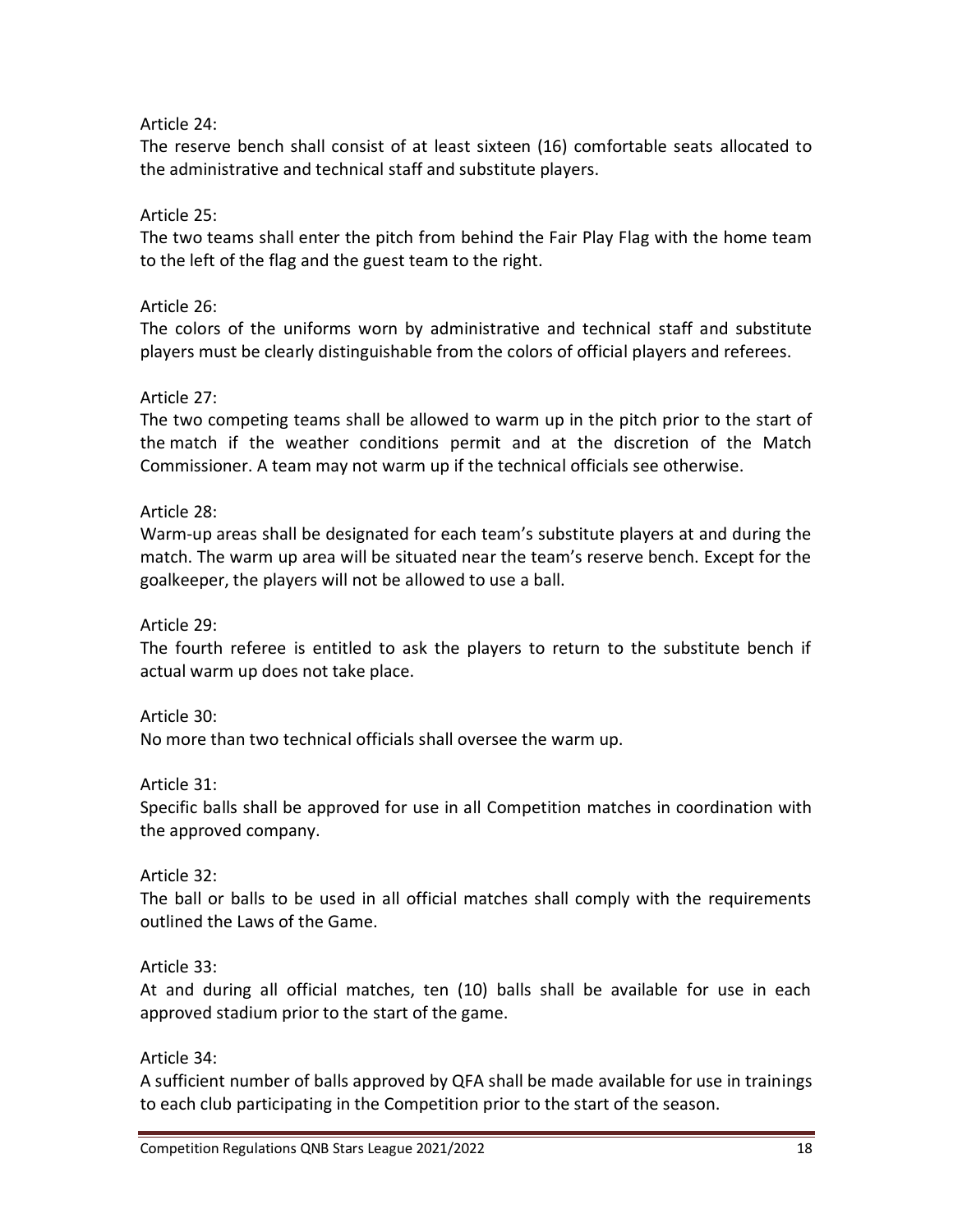Article 24:

The reserve bench shall consist of at least sixteen (16) comfortable seats allocated to the administrative and technical staff and substitute players.

Article 25:

The two teams shall enter the pitch from behind the Fair Play Flag with the home team to the left of the flag and the guest team to the right.

Article 26:

The colors of the uniforms worn by administrative and technical staff and substitute players must be clearly distinguishable from the colors of official players and referees.

Article 27:

The two competing teams shall be allowed to warm up in the pitch prior to the start of the match if the weather conditions permit and at the discretion of the Match Commissioner. A team may not warm up if the technical officials see otherwise.

Article 28:

Warm-up areas shall be designated for each team's substitute players at and during the match. The warm up area will be situated near the team's reserve bench. Except for the goalkeeper, the players will not be allowed to use a ball.

Article 29:

The fourth referee is entitled to ask the players to return to the substitute bench if actual warm up does not take place.

Article 30:

No more than two technical officials shall oversee the warm up.

Article 31:

Specific balls shall be approved for use in all Competition matches in coordination with the approved company.

Article 32:

The ball or balls to be used in all official matches shall comply with the requirements outlined the Laws of the Game.

Article 33:

At and during all official matches, ten (10) balls shall be available for use in each approved stadium prior to the start of the game.

Article 34:

A sufficient number of balls approved by QFA shall be made available for use in trainings to each club participating in the Competition prior to the start of the season.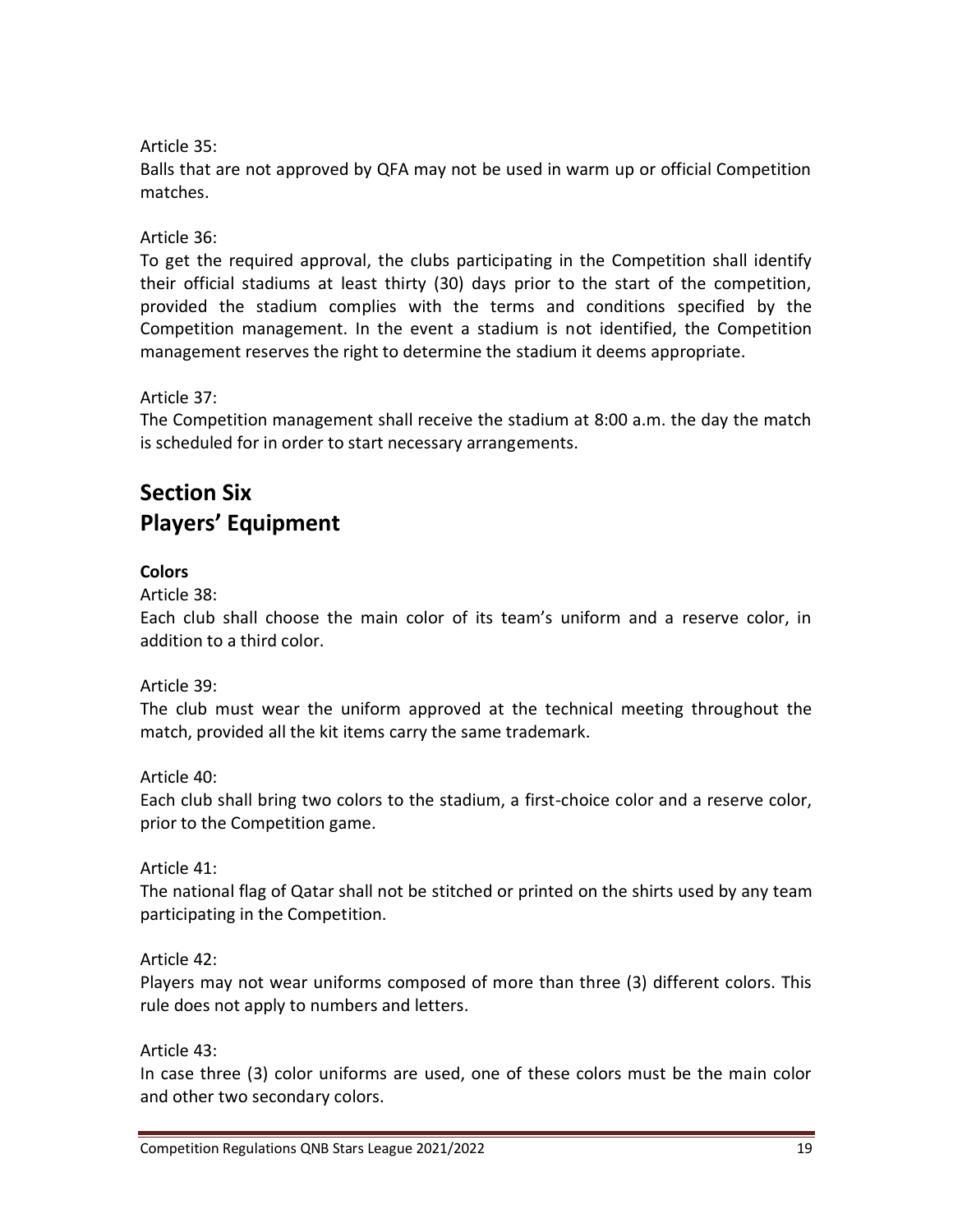Article 35:

Balls that are not approved by QFA may not be used in warm up or official Competition matches.

Article 36:

To get the required approval, the clubs participating in the Competition shall identify their official stadiums at least thirty (30) days prior to the start of the competition, provided the stadium complies with the terms and conditions specified by the Competition management. In the event a stadium is not identified, the Competition management reserves the right to determine the stadium it deems appropriate.

Article 37:

The Competition management shall receive the stadium at 8:00 a.m. the day the match is scheduled for in order to start necessary arrangements.

# Section Six
# Players' Equipment

**Colors**

Article 38:

Each club shall choose the main color of its team's uniform and a reserve color, in addition to a third color.

Article 39:

The club must wear the uniform approved at the technical meeting throughout the match, provided all the kit items carry the same trademark.

Article 40:

Each club shall bring two colors to the stadium, a first-choice color and a reserve color, prior to the Competition game.

Article 41:

The national flag of Qatar shall not be stitched or printed on the shirts used by any team participating in the Competition.

Article 42:

Players may not wear uniforms composed of more than three (3) different colors. This rule does not apply to numbers and letters.

Article 43:

In case three (3) color uniforms are used, one of these colors must be the main color and other two secondary colors.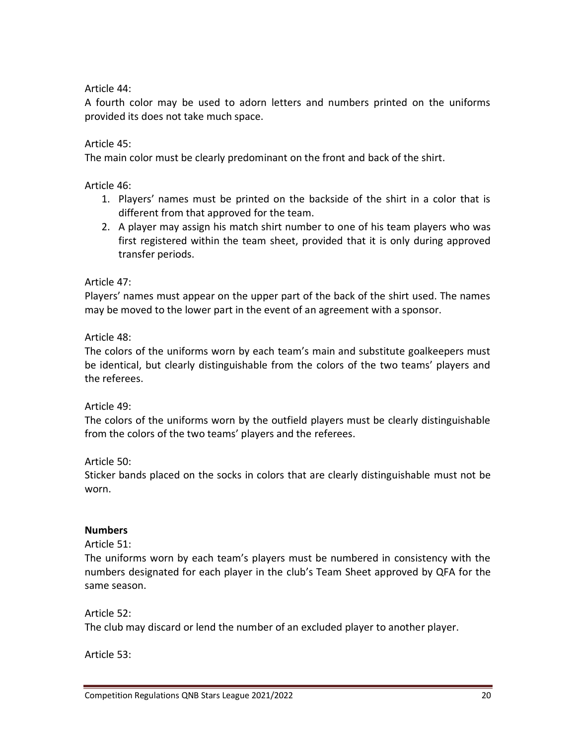Article 44:

A fourth color may be used to adorn letters and numbers printed on the uniforms provided its does not take much space.

Article 45:

The main color must be clearly predominant on the front and back of the shirt.

Article 46:

1. Players' names must be printed on the backside of the shirt in a color that is different from that approved for the team.
2. A player may assign his match shirt number to one of his team players who was first registered within the team sheet, provided that it is only during approved transfer periods.

Article 47:

Players' names must appear on the upper part of the back of the shirt used. The names may be moved to the lower part in the event of an agreement with a sponsor.

Article 48:

The colors of the uniforms worn by each team's main and substitute goalkeepers must be identical, but clearly distinguishable from the colors of the two teams' players and the referees.

Article 49:

The colors of the uniforms worn by the outfield players must be clearly distinguishable from the colors of the two teams' players and the referees.

Article 50:

Sticker bands placed on the socks in colors that are clearly distinguishable must not be worn.

**Numbers**

Article 51:

The uniforms worn by each team's players must be numbered in consistency with the numbers designated for each player in the club's Team Sheet approved by QFA for the same season.

Article 52:

The club may discard or lend the number of an excluded player to another player.

Article 53: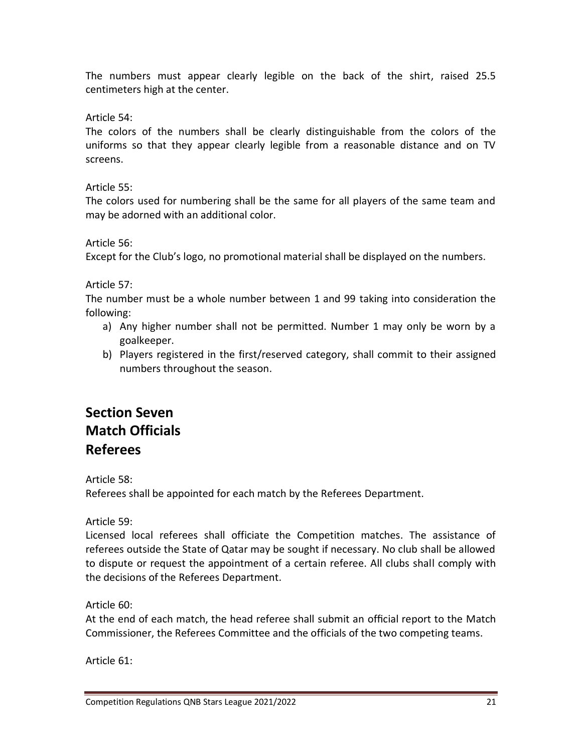The numbers must appear clearly legible on the back of the shirt, raised 25.5 centimeters high at the center.

Article 54:
The colors of the numbers shall be clearly distinguishable from the colors of the uniforms so that they appear clearly legible from a reasonable distance and on TV screens.

Article 55:
The colors used for numbering shall be the same for all players of the same team and may be adorned with an additional color.

Article 56:
Except for the Club's logo, no promotional material shall be displayed on the numbers.

Article 57:
The number must be a whole number between 1 and 99 taking into consideration the following:

a) Any higher number shall not be permitted. Number 1 may only be worn by a goalkeeper.
b) Players registered in the first/reserved category, shall commit to their assigned numbers throughout the season.

# Section Seven
# Match Officials
# Referees

Article 58:
Referees shall be appointed for each match by the Referees Department.

Article 59:
Licensed local referees shall officiate the Competition matches. The assistance of referees outside the State of Qatar may be sought if necessary. No club shall be allowed to dispute or request the appointment of a certain referee. All clubs shall comply with the decisions of the Referees Department.

Article 60:
At the end of each match, the head referee shall submit an official report to the Match Commissioner, the Referees Committee and the officials of the two competing teams.

Article 61: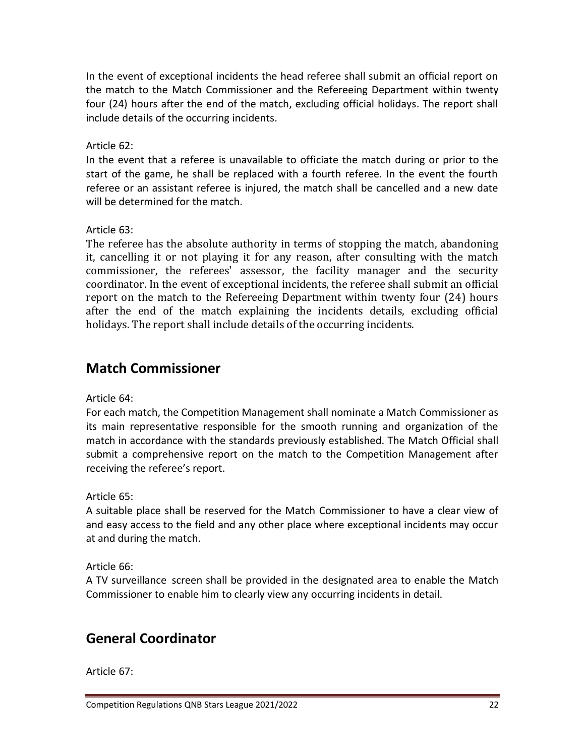In the event of exceptional incidents the head referee shall submit an official report on the match to the Match Commissioner and the Refereeing Department within twenty four (24) hours after the end of the match, excluding official holidays. The report shall include details of the occurring incidents.

Article 62:

In the event that a referee is unavailable to officiate the match during or prior to the start of the game, he shall be replaced with a fourth referee. In the event the fourth referee or an assistant referee is injured, the match shall be cancelled and a new date will be determined for the match.

Article 63:

The referee has the absolute authority in terms of stopping the match, abandoning it, cancelling it or not playing it for any reason, after consulting with the match commissioner, the referees' assessor, the facility manager and the security coordinator. In the event of exceptional incidents, the referee shall submit an official report on the match to the Refereeing Department within twenty four (24) hours after the end of the match explaining the incidents details, excluding official holidays. The report shall include details of the occurring incidents.

## Match Commissioner

Article 64:

For each match, the Competition Management shall nominate a Match Commissioner as its main representative responsible for the smooth running and organization of the match in accordance with the standards previously established. The Match Official shall submit a comprehensive report on the match to the Competition Management after receiving the referee's report.

Article 65:

A suitable place shall be reserved for the Match Commissioner to have a clear view of and easy access to the field and any other place where exceptional incidents may occur at and during the match.

Article 66:

A TV surveillance screen shall be provided in the designated area to enable the Match Commissioner to enable him to clearly view any occurring incidents in detail.

## General Coordinator

Article 67: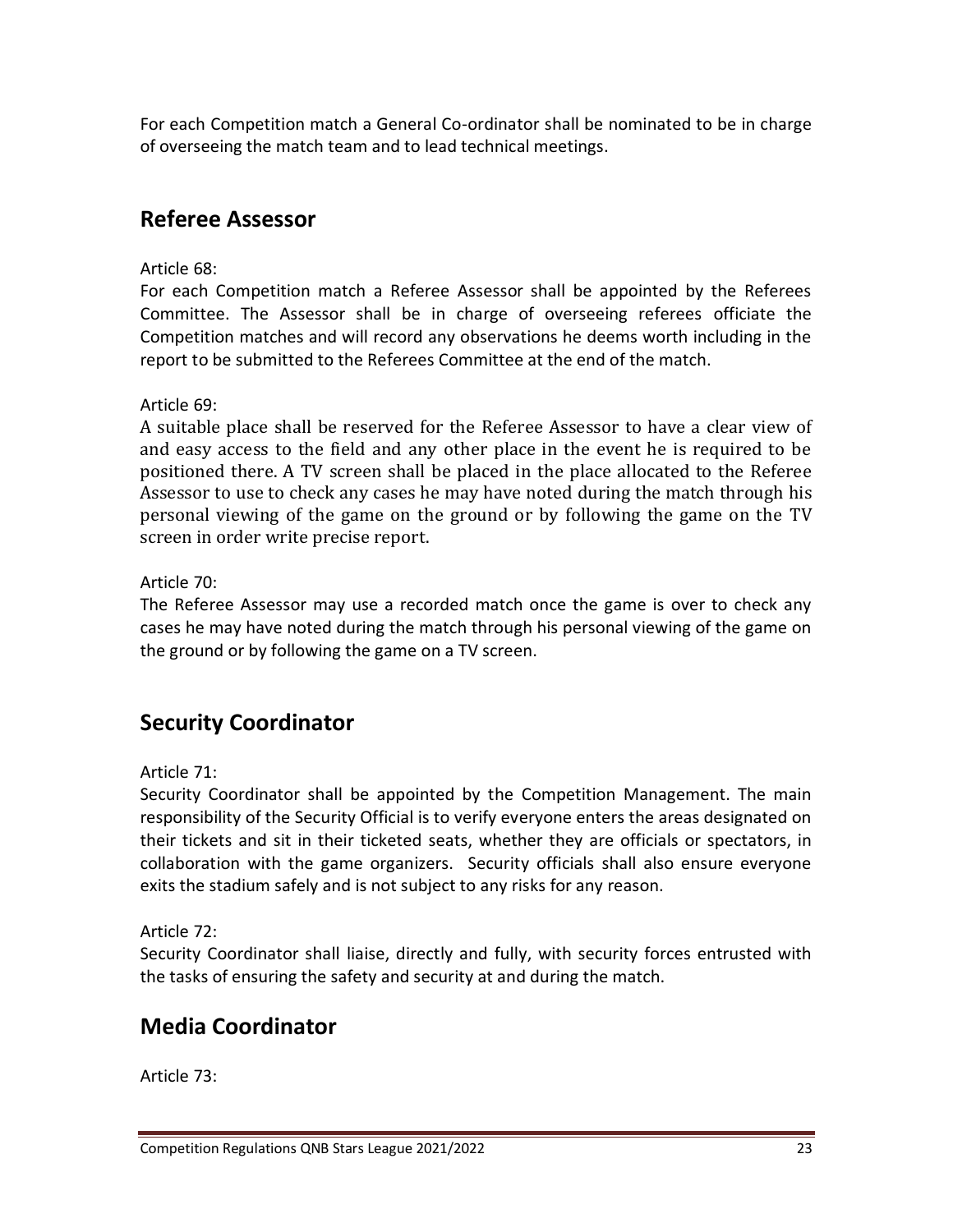For each Competition match a General Co-ordinator shall be nominated to be in charge of overseeing the match team and to lead technical meetings.

## Referee Assessor

Article 68:

For each Competition match a Referee Assessor shall be appointed by the Referees Committee. The Assessor shall be in charge of overseeing referees officiate the Competition matches and will record any observations he deems worth including in the report to be submitted to the Referees Committee at the end of the match.

Article 69:

A suitable place shall be reserved for the Referee Assessor to have a clear view of and easy access to the field and any other place in the event he is required to be positioned there. A TV screen shall be placed in the place allocated to the Referee Assessor to use to check any cases he may have noted during the match through his personal viewing of the game on the ground or by following the game on the TV screen in order write precise report.

Article 70:

The Referee Assessor may use a recorded match once the game is over to check any cases he may have noted during the match through his personal viewing of the game on the ground or by following the game on a TV screen.

## Security Coordinator

Article 71:

Security Coordinator shall be appointed by the Competition Management. The main responsibility of the Security Official is to verify everyone enters the areas designated on their tickets and sit in their ticketed seats, whether they are officials or spectators, in collaboration with the game organizers. Security officials shall also ensure everyone exits the stadium safely and is not subject to any risks for any reason.

Article 72:

Security Coordinator shall liaise, directly and fully, with security forces entrusted with the tasks of ensuring the safety and security at and during the match.

## Media Coordinator

Article 73: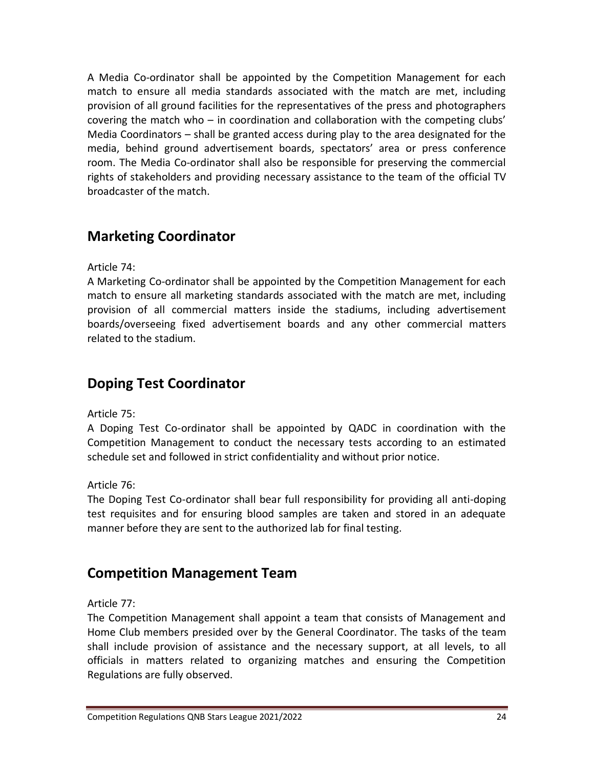A Media Co-ordinator shall be appointed by the Competition Management for each match to ensure all media standards associated with the match are met, including provision of all ground facilities for the representatives of the press and photographers covering the match who – in coordination and collaboration with the competing clubs' Media Coordinators – shall be granted access during play to the area designated for the media, behind ground advertisement boards, spectators' area or press conference room. The Media Co-ordinator shall also be responsible for preserving the commercial rights of stakeholders and providing necessary assistance to the team of the official TV broadcaster of the match.

## Marketing Coordinator

Article 74:
A Marketing Co-ordinator shall be appointed by the Competition Management for each match to ensure all marketing standards associated with the match are met, including provision of all commercial matters inside the stadiums, including advertisement boards/overseeing fixed advertisement boards and any other commercial matters related to the stadium.

## Doping Test Coordinator

Article 75:
A Doping Test Co-ordinator shall be appointed by QADC in coordination with the Competition Management to conduct the necessary tests according to an estimated schedule set and followed in strict confidentiality and without prior notice.

Article 76:
The Doping Test Co-ordinator shall bear full responsibility for providing all anti-doping test requisites and for ensuring blood samples are taken and stored in an adequate manner before they are sent to the authorized lab for final testing.

## Competition Management Team

Article 77:
The Competition Management shall appoint a team that consists of Management and Home Club members presided over by the General Coordinator. The tasks of the team shall include provision of assistance and the necessary support, at all levels, to all officials in matters related to organizing matches and ensuring the Competition Regulations are fully observed.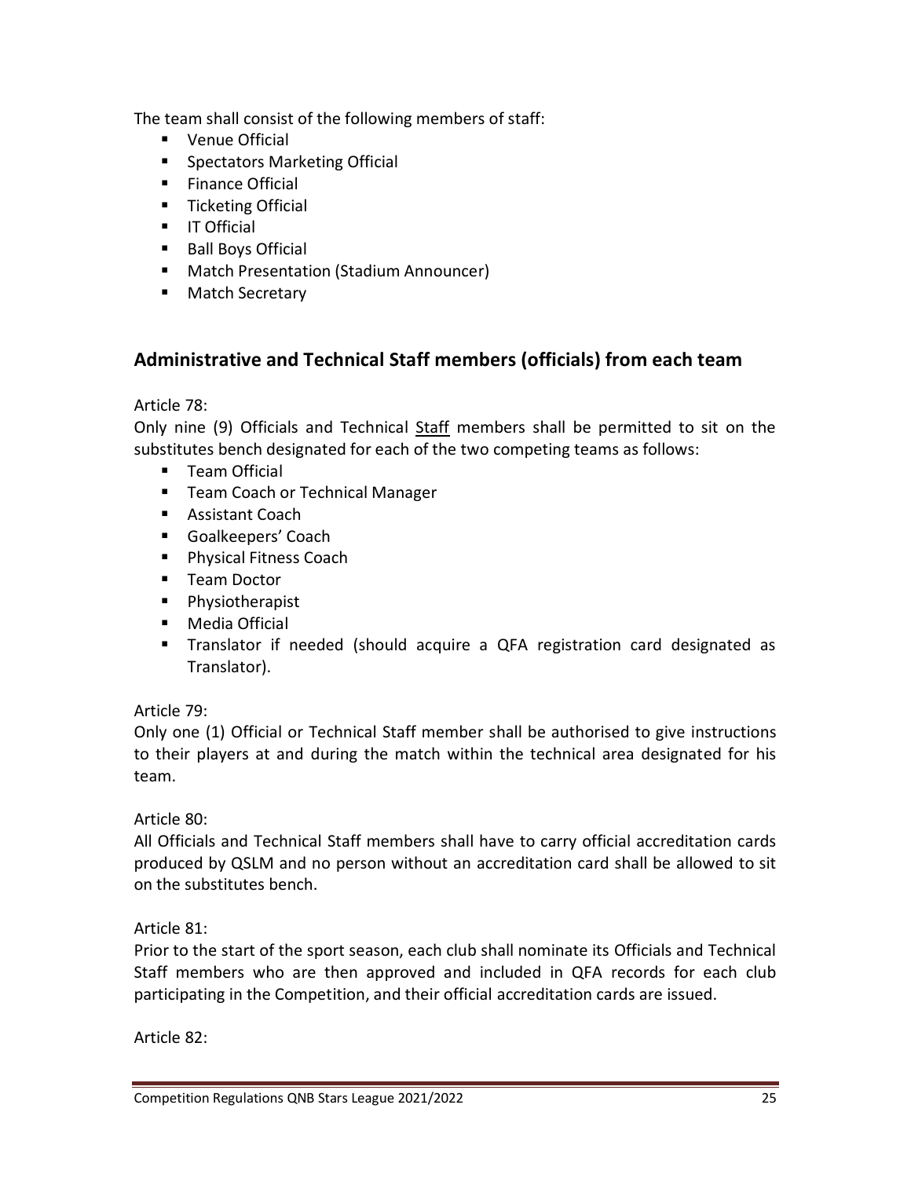The team shall consist of the following members of staff:

- Venue Official
- Spectators Marketing Official
- Finance Official
- Ticketing Official
- IT Official
- Ball Boys Official
- Match Presentation (Stadium Announcer)
- Match Secretary

## Administrative and Technical Staff members (officials) from each team

Article 78:

Only nine (9) Officials and Technical Staff members shall be permitted to sit on the substitutes bench designated for each of the two competing teams as follows:

- Team Official
- Team Coach or Technical Manager
- Assistant Coach
- Goalkeepers' Coach
- Physical Fitness Coach
- Team Doctor
- Physiotherapist
- Media Official
- Translator if needed (should acquire a QFA registration card designated as Translator).

Article 79:

Only one (1) Official or Technical Staff member shall be authorised to give instructions to their players at and during the match within the technical area designated for his team.

Article 80:

All Officials and Technical Staff members shall have to carry official accreditation cards produced by QSLM and no person without an accreditation card shall be allowed to sit on the substitutes bench.

Article 81:

Prior to the start of the sport season, each club shall nominate its Officials and Technical Staff members who are then approved and included in QFA records for each club participating in the Competition, and their official accreditation cards are issued.

Article 82: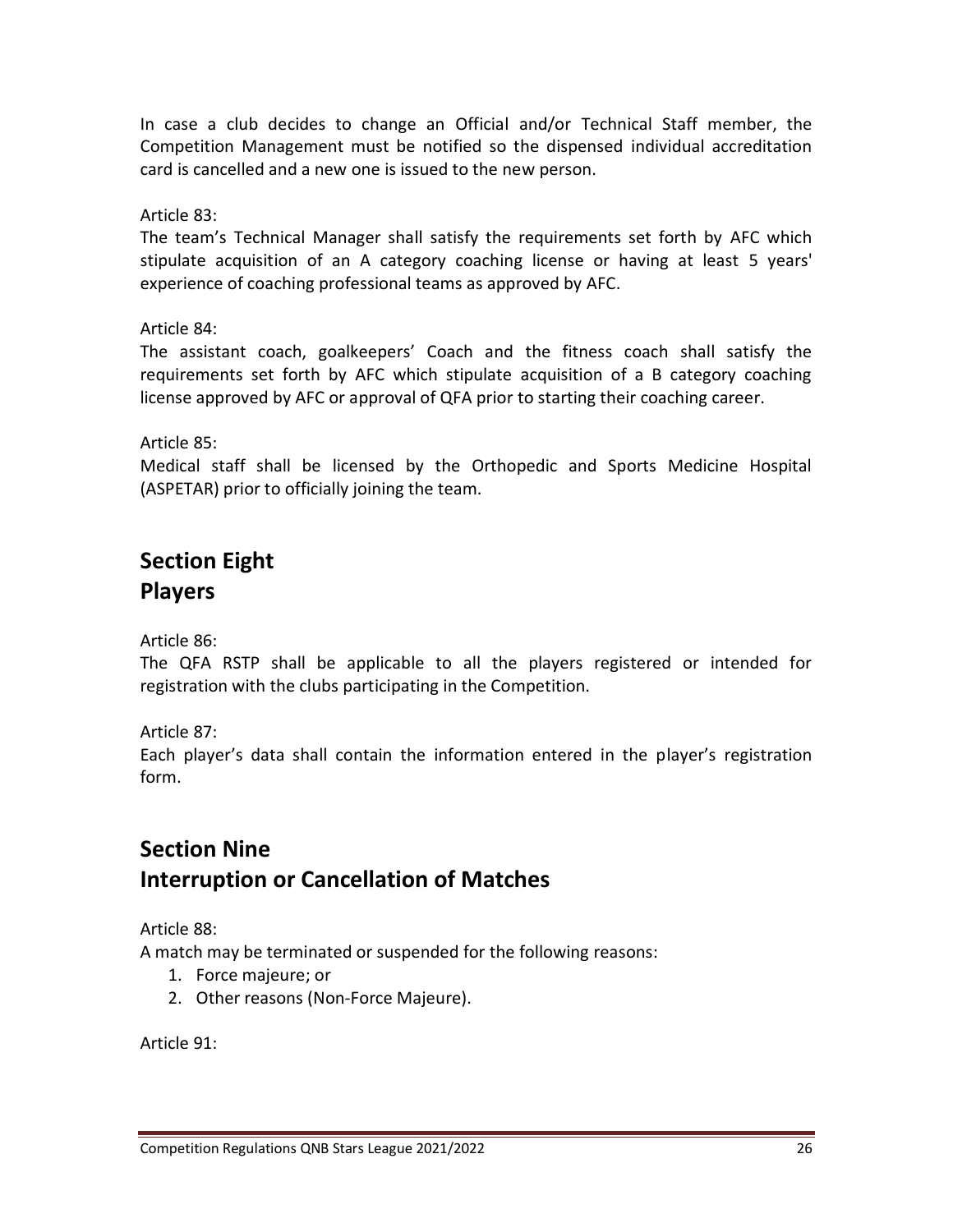In case a club decides to change an Official and/or Technical Staff member, the Competition Management must be notified so the dispensed individual accreditation card is cancelled and a new one is issued to the new person.

Article 83:
The team's Technical Manager shall satisfy the requirements set forth by AFC which stipulate acquisition of an A category coaching license or having at least 5 years' experience of coaching professional teams as approved by AFC.

Article 84:
The assistant coach, goalkeepers' Coach and the fitness coach shall satisfy the requirements set forth by AFC which stipulate acquisition of a B category coaching license approved by AFC or approval of QFA prior to starting their coaching career.

Article 85:
Medical staff shall be licensed by the Orthopedic and Sports Medicine Hospital (ASPETAR) prior to officially joining the team.

## Section Eight
## Players

Article 86:
The QFA RSTP shall be applicable to all the players registered or intended for registration with the clubs participating in the Competition.

Article 87:
Each player's data shall contain the information entered in the player's registration form.

## Section Nine
## Interruption or Cancellation of Matches

Article 88:
A match may be terminated or suspended for the following reasons:

1. Force majeure; or
2. Other reasons (Non-Force Majeure).

Article 91: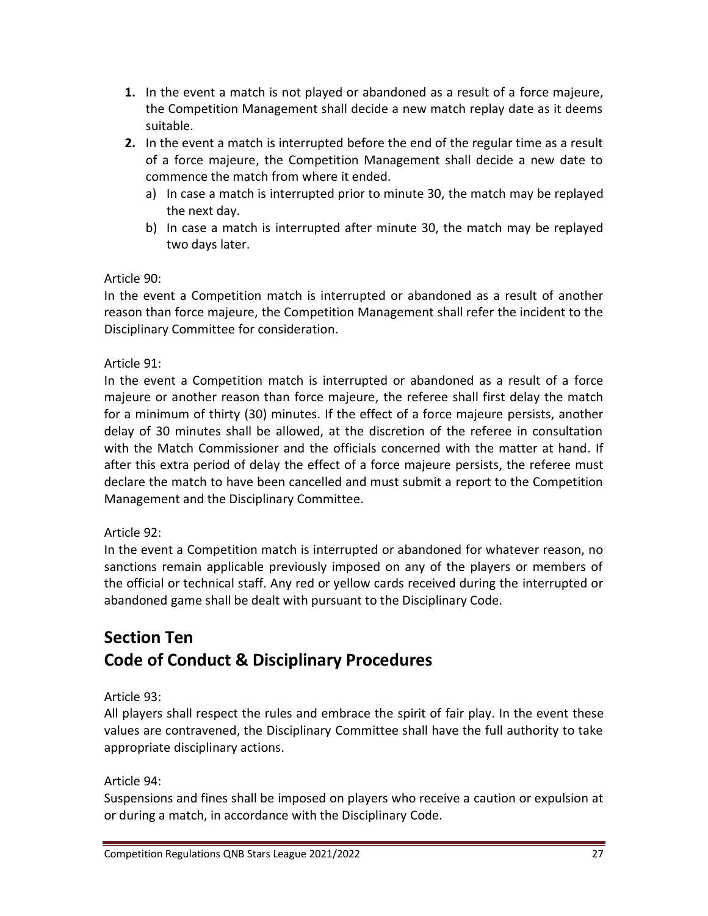1. In the event a match is not played or abandoned as a result of a force majeure, the Competition Management shall decide a new match replay date as it deems suitable.
2. In the event a match is interrupted before the end of the regular time as a result of a force majeure, the Competition Management shall decide a new date to commence the match from where it ended.
   a) In case a match is interrupted prior to minute 30, the match may be replayed the next day.
   b) In case a match is interrupted after minute 30, the match may be replayed two days later.

Article 90:
In the event a Competition match is interrupted or abandoned as a result of another reason than force majeure, the Competition Management shall refer the incident to the Disciplinary Committee for consideration.

Article 91:
In the event a Competition match is interrupted or abandoned as a result of a force majeure or another reason than force majeure, the referee shall first delay the match for a minimum of thirty (30) minutes. If the effect of a force majeure persists, another delay of 30 minutes shall be allowed, at the discretion of the referee in consultation with the Match Commissioner and the officials concerned with the matter at hand. If after this extra period of delay the effect of a force majeure persists, the referee must declare the match to have been cancelled and must submit a report to the Competition Management and the Disciplinary Committee.

Article 92:
In the event a Competition match is interrupted or abandoned for whatever reason, no sanctions remain applicable previously imposed on any of the players or members of the official or technical staff. Any red or yellow cards received during the interrupted or abandoned game shall be dealt with pursuant to the Disciplinary Code.

## Section Ten
## Code of Conduct & Disciplinary Procedures

Article 93:
All players shall respect the rules and embrace the spirit of fair play. In the event these values are contravened, the Disciplinary Committee shall have the full authority to take appropriate disciplinary actions.

Article 94:
Suspensions and fines shall be imposed on players who receive a caution or expulsion at or during a match, in accordance with the Disciplinary Code.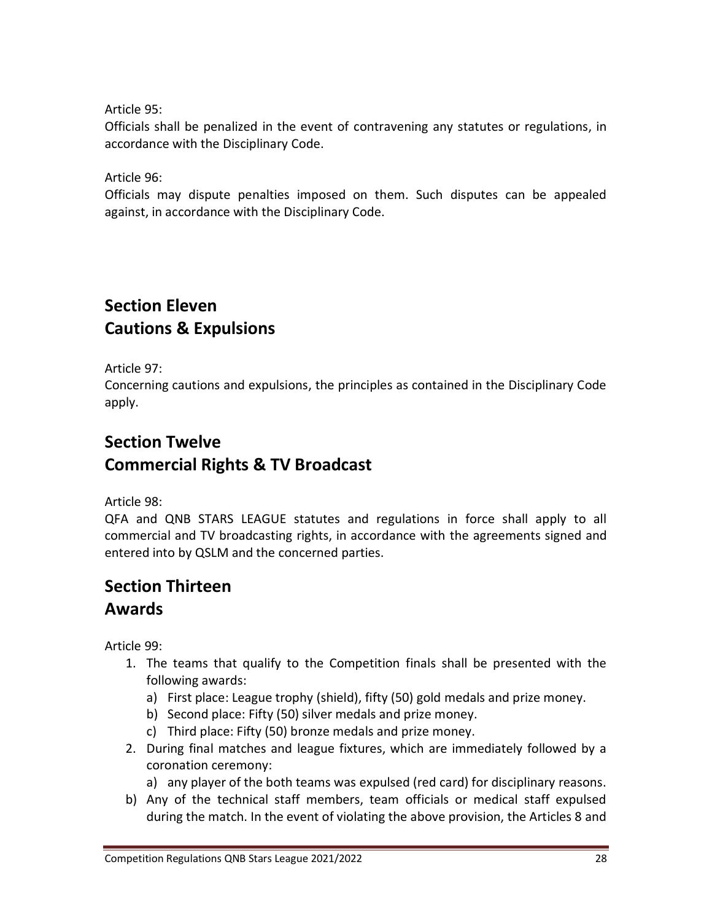Article 95:
Officials shall be penalized in the event of contravening any statutes or regulations, in accordance with the Disciplinary Code.

Article 96:
Officials may dispute penalties imposed on them. Such disputes can be appealed against, in accordance with the Disciplinary Code.

## Section Eleven
## Cautions & Expulsions

Article 97:
Concerning cautions and expulsions, the principles as contained in the Disciplinary Code apply.

## Section Twelve
## Commercial Rights & TV Broadcast

Article 98:
QFA and QNB STARS LEAGUE statutes and regulations in force shall apply to all commercial and TV broadcasting rights, in accordance with the agreements signed and entered into by QSLM and the concerned parties.

## Section Thirteen
## Awards

Article 99:

1. The teams that qualify to the Competition finals shall be presented with the following awards:
   a) First place: League trophy (shield), fifty (50) gold medals and prize money.
   b) Second place: Fifty (50) silver medals and prize money.
   c) Third place: Fifty (50) bronze medals and prize money.
2. During final matches and league fixtures, which are immediately followed by a coronation ceremony:
   a) any player of the both teams was expulsed (red card) for disciplinary reasons.

b) Any of the technical staff members, team officials or medical staff expulsed during the match. In the event of violating the above provision, the Articles 8 and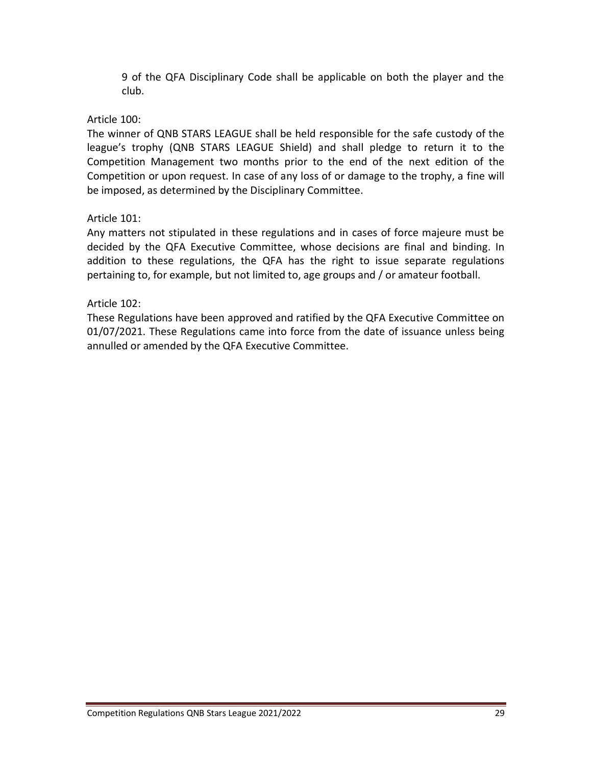9 of the QFA Disciplinary Code shall be applicable on both the player and the club.

Article 100:

The winner of QNB STARS LEAGUE shall be held responsible for the safe custody of the league's trophy (QNB STARS LEAGUE Shield) and shall pledge to return it to the Competition Management two months prior to the end of the next edition of the Competition or upon request. In case of any loss of or damage to the trophy, a fine will be imposed, as determined by the Disciplinary Committee.

Article 101:

Any matters not stipulated in these regulations and in cases of force majeure must be decided by the QFA Executive Committee, whose decisions are final and binding. In addition to these regulations, the QFA has the right to issue separate regulations pertaining to, for example, but not limited to, age groups and / or amateur football.

Article 102:

These Regulations have been approved and ratified by the QFA Executive Committee on 01/07/2021. These Regulations came into force from the date of issuance unless being annulled or amended by the QFA Executive Committee.